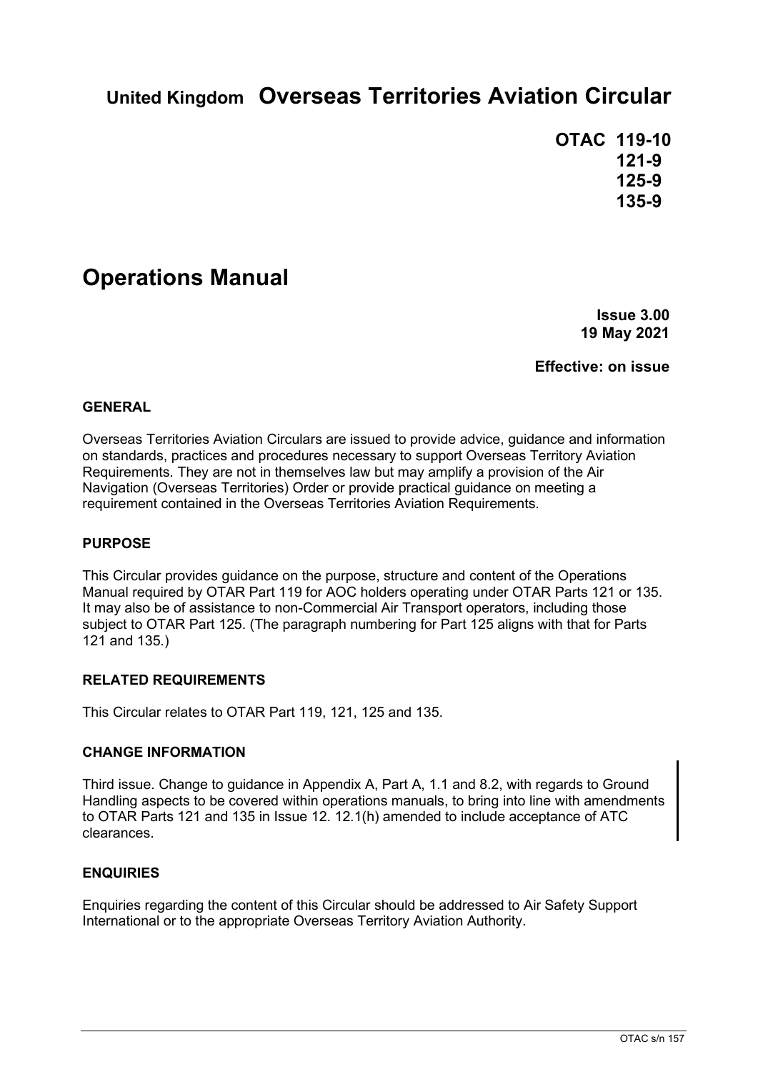# United Kingdom Overseas Territories Aviation Circular

**OTAC 119-10**
**121-9**
**125-9**
**135-9**

# Operations Manual

**Issue 3.00**
**19 May 2021**

**Effective: on issue**

### GENERAL

Overseas Territories Aviation Circulars are issued to provide advice, guidance and information on standards, practices and procedures necessary to support Overseas Territory Aviation Requirements. They are not in themselves law but may amplify a provision of the Air Navigation (Overseas Territories) Order or provide practical guidance on meeting a requirement contained in the Overseas Territories Aviation Requirements.

### PURPOSE

This Circular provides guidance on the purpose, structure and content of the Operations Manual required by OTAR Part 119 for AOC holders operating under OTAR Parts 121 or 135. It may also be of assistance to non-Commercial Air Transport operators, including those subject to OTAR Part 125. (The paragraph numbering for Part 125 aligns with that for Parts 121 and 135.)

### RELATED REQUIREMENTS

This Circular relates to OTAR Part 119, 121, 125 and 135.

### CHANGE INFORMATION

Third issue. Change to guidance in Appendix A, Part A, 1.1 and 8.2, with regards to Ground Handling aspects to be covered within operations manuals, to bring into line with amendments to OTAR Parts 121 and 135 in Issue 12. 12.1(h) amended to include acceptance of ATC clearances.

### ENQUIRIES

Enquiries regarding the content of this Circular should be addressed to Air Safety Support International or to the appropriate Overseas Territory Aviation Authority.

OTAC s/n 157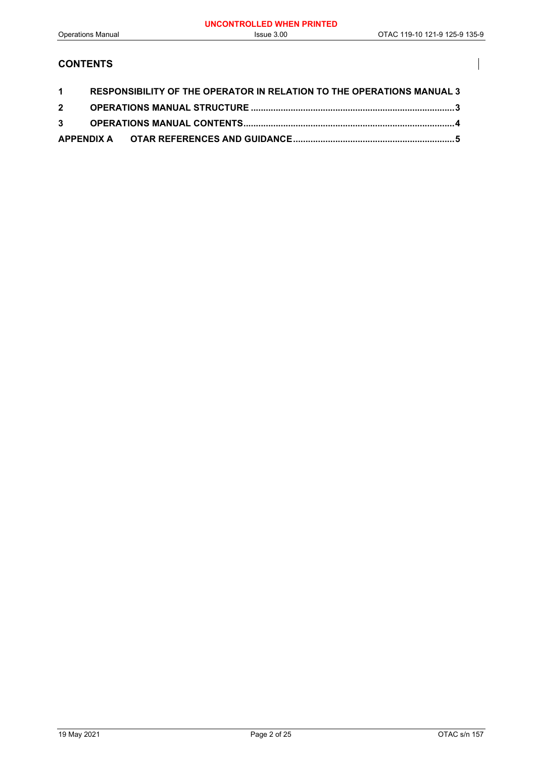## CONTENTS

| | | |
|---|---|---|
| **1** | **RESPONSIBILITY OF THE OPERATOR IN RELATION TO THE OPERATIONS MANUAL** | **3** |
| **2** | **OPERATIONS MANUAL STRUCTURE** | **3** |
| **3** | **OPERATIONS MANUAL CONTENTS** | **4** |
| **APPENDIX A** | **OTAR REFERENCES AND GUIDANCE** | **5** |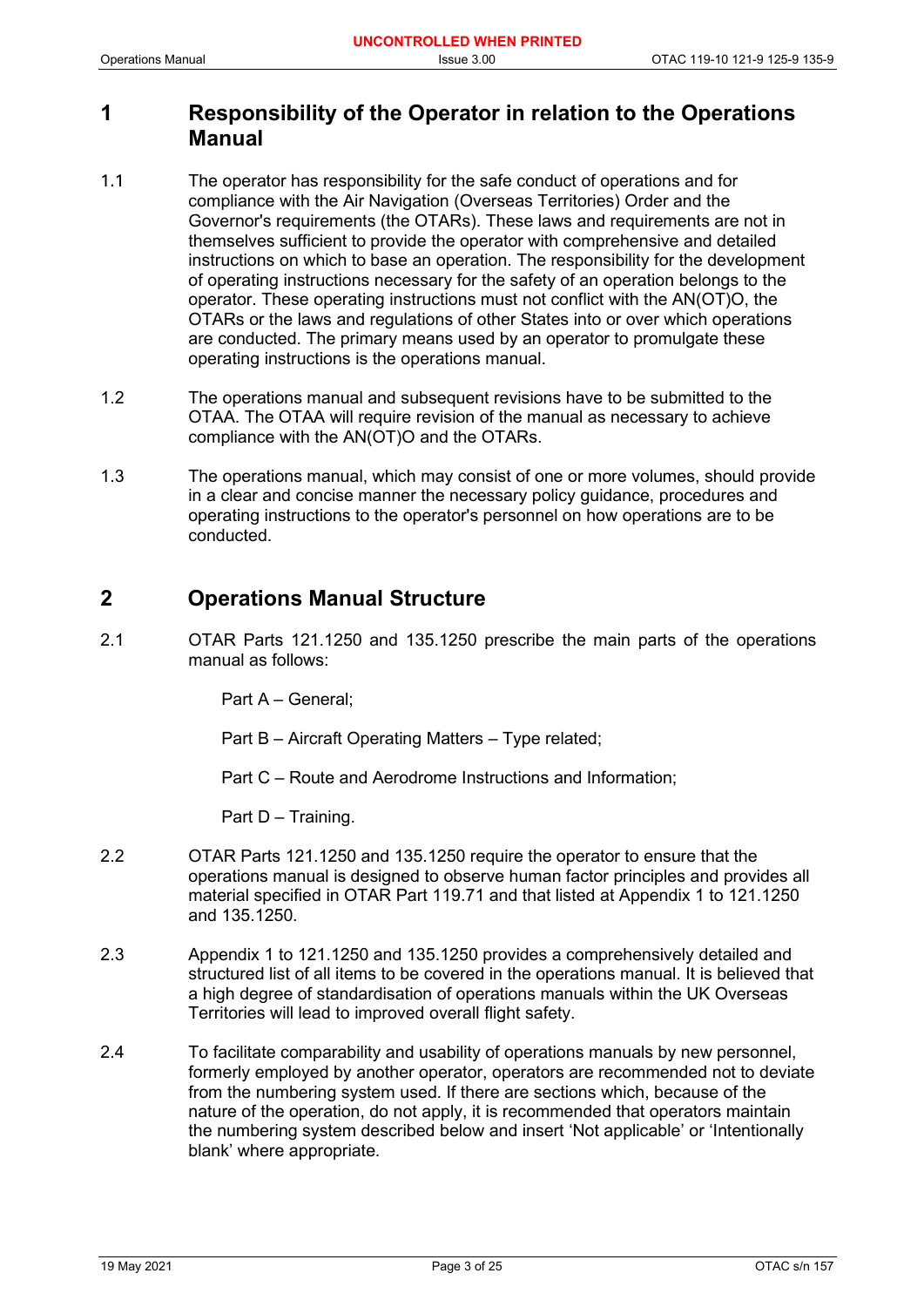## 1 Responsibility of the Operator in relation to the Operations Manual

1.1 The operator has responsibility for the safe conduct of operations and for compliance with the Air Navigation (Overseas Territories) Order and the Governor's requirements (the OTARs). These laws and requirements are not in themselves sufficient to provide the operator with comprehensive and detailed instructions on which to base an operation. The responsibility for the development of operating instructions necessary for the safety of an operation belongs to the operator. These operating instructions must not conflict with the AN(OT)O, the OTARs or the laws and regulations of other States into or over which operations are conducted. The primary means used by an operator to promulgate these operating instructions is the operations manual.

1.2 The operations manual and subsequent revisions have to be submitted to the OTAA. The OTAA will require revision of the manual as necessary to achieve compliance with the AN(OT)O and the OTARs.

1.3 The operations manual, which may consist of one or more volumes, should provide in a clear and concise manner the necessary policy guidance, procedures and operating instructions to the operator's personnel on how operations are to be conducted.

## 2 Operations Manual Structure

2.1 OTAR Parts 121.1250 and 135.1250 prescribe the main parts of the operations manual as follows:

Part A – General;

Part B – Aircraft Operating Matters – Type related;

Part C – Route and Aerodrome Instructions and Information;

Part D – Training.

2.2 OTAR Parts 121.1250 and 135.1250 require the operator to ensure that the operations manual is designed to observe human factor principles and provides all material specified in OTAR Part 119.71 and that listed at Appendix 1 to 121.1250 and 135.1250.

2.3 Appendix 1 to 121.1250 and 135.1250 provides a comprehensively detailed and structured list of all items to be covered in the operations manual. It is believed that a high degree of standardisation of operations manuals within the UK Overseas Territories will lead to improved overall flight safety.

2.4 To facilitate comparability and usability of operations manuals by new personnel, formerly employed by another operator, operators are recommended not to deviate from the numbering system used. If there are sections which, because of the nature of the operation, do not apply, it is recommended that operators maintain the numbering system described below and insert 'Not applicable' or 'Intentionally blank' where appropriate.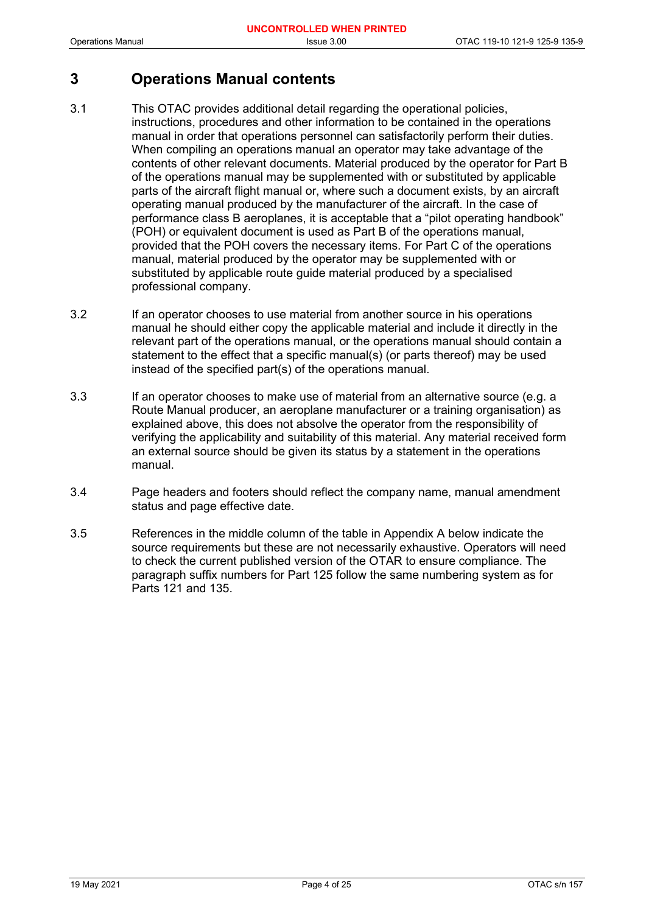# 3 Operations Manual contents

3.1 This OTAC provides additional detail regarding the operational policies, instructions, procedures and other information to be contained in the operations manual in order that operations personnel can satisfactorily perform their duties. When compiling an operations manual an operator may take advantage of the contents of other relevant documents. Material produced by the operator for Part B of the operations manual may be supplemented with or substituted by applicable parts of the aircraft flight manual or, where such a document exists, by an aircraft operating manual produced by the manufacturer of the aircraft. In the case of performance class B aeroplanes, it is acceptable that a "pilot operating handbook" (POH) or equivalent document is used as Part B of the operations manual, provided that the POH covers the necessary items. For Part C of the operations manual, material produced by the operator may be supplemented with or substituted by applicable route guide material produced by a specialised professional company.

3.2 If an operator chooses to use material from another source in his operations manual he should either copy the applicable material and include it directly in the relevant part of the operations manual, or the operations manual should contain a statement to the effect that a specific manual(s) (or parts thereof) may be used instead of the specified part(s) of the operations manual.

3.3 If an operator chooses to make use of material from an alternative source (e.g. a Route Manual producer, an aeroplane manufacturer or a training organisation) as explained above, this does not absolve the operator from the responsibility of verifying the applicability and suitability of this material. Any material received form an external source should be given its status by a statement in the operations manual.

3.4 Page headers and footers should reflect the company name, manual amendment status and page effective date.

3.5 References in the middle column of the table in Appendix A below indicate the source requirements but these are not necessarily exhaustive. Operators will need to check the current published version of the OTAR to ensure compliance. The paragraph suffix numbers for Part 125 follow the same numbering system as for Parts 121 and 135.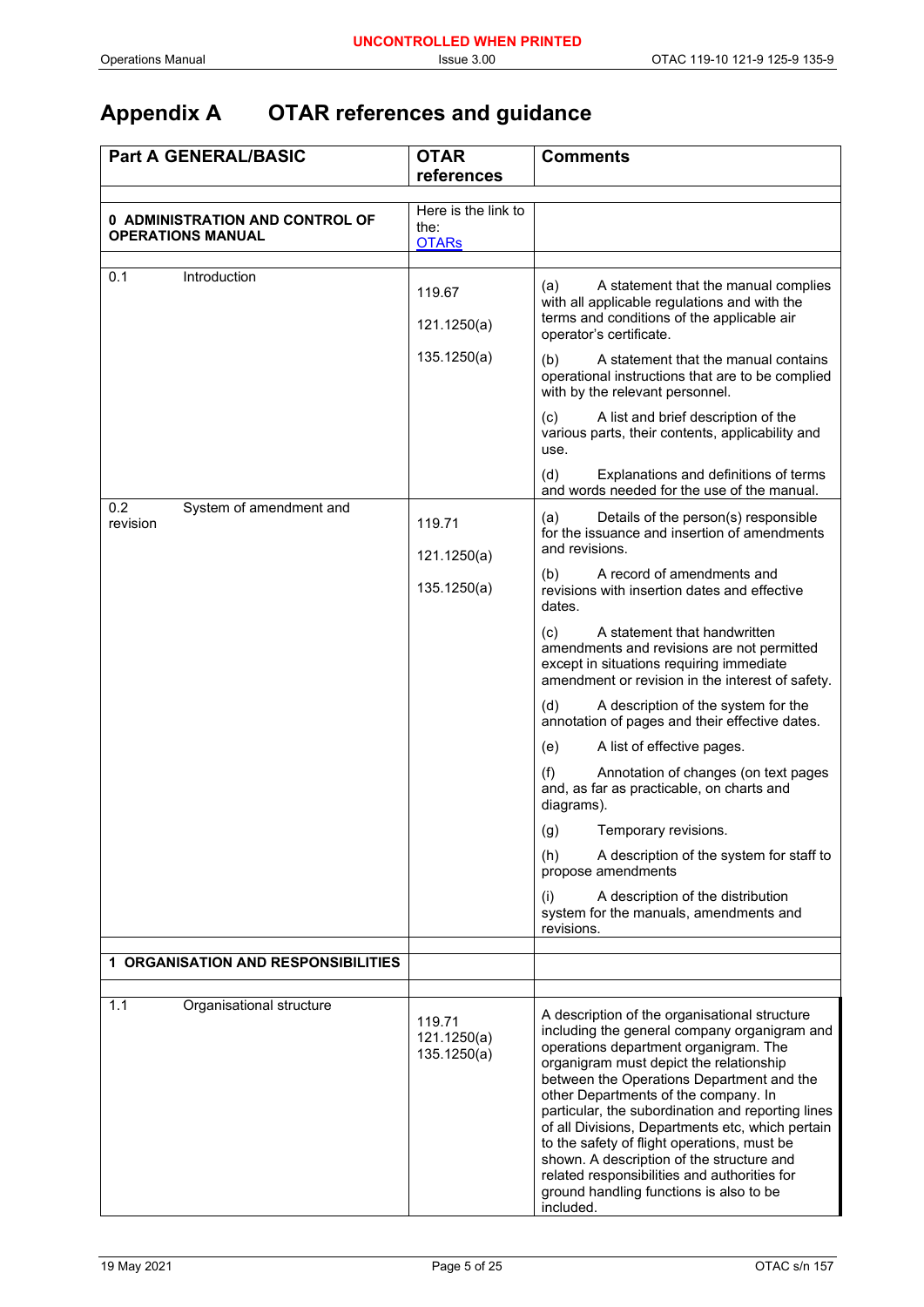# Appendix A OTAR references and guidance

| Part A GENERAL/BASIC | OTAR references | Comments |
|---|---|---|
| | | |
| **0 ADMINISTRATION AND CONTROL OF OPERATIONS MANUAL** | Here is the link to the: [OTARs] | |
| | | |
| 0.1 Introduction | 119.67<br><br>121.1250(a)<br><br>135.1250(a) | (a) A statement that the manual complies with all applicable regulations and with the terms and conditions of the applicable air operator's certificate.<br><br>(b) A statement that the manual contains operational instructions that are to be complied with by the relevant personnel.<br><br>(c) A list and brief description of the various parts, their contents, applicability and use.<br><br>(d) Explanations and definitions of terms and words needed for the use of the manual. |
| 0.2 System of amendment and revision | 119.71<br><br>121.1250(a)<br><br>135.1250(a) | (a) Details of the person(s) responsible for the issuance and insertion of amendments and revisions.<br><br>(b) A record of amendments and revisions with insertion dates and effective dates.<br><br>(c) A statement that handwritten amendments and revisions are not permitted except in situations requiring immediate amendment or revision in the interest of safety.<br><br>(d) A description of the system for the annotation of pages and their effective dates.<br><br>(e) A list of effective pages.<br><br>(f) Annotation of changes (on text pages and, as far as practicable, on charts and diagrams).<br><br>(g) Temporary revisions.<br><br>(h) A description of the system for staff to propose amendments<br><br>(i) A description of the distribution system for the manuals, amendments and revisions. |
| | | |
| **1 ORGANISATION AND RESPONSIBILITIES** | | |
| | | |
| 1.1 Organisational structure | 119.71<br>121.1250(a)<br>135.1250(a) | A description of the organisational structure including the general company organigram and operations department organigram. The organigram must depict the relationship between the Operations Department and the other Departments of the company. In particular, the subordination and reporting lines of all Divisions, Departments etc, which pertain to the safety of flight operations, must be shown. A description of the structure and related responsibilities and authorities for ground handling functions is also to be included. |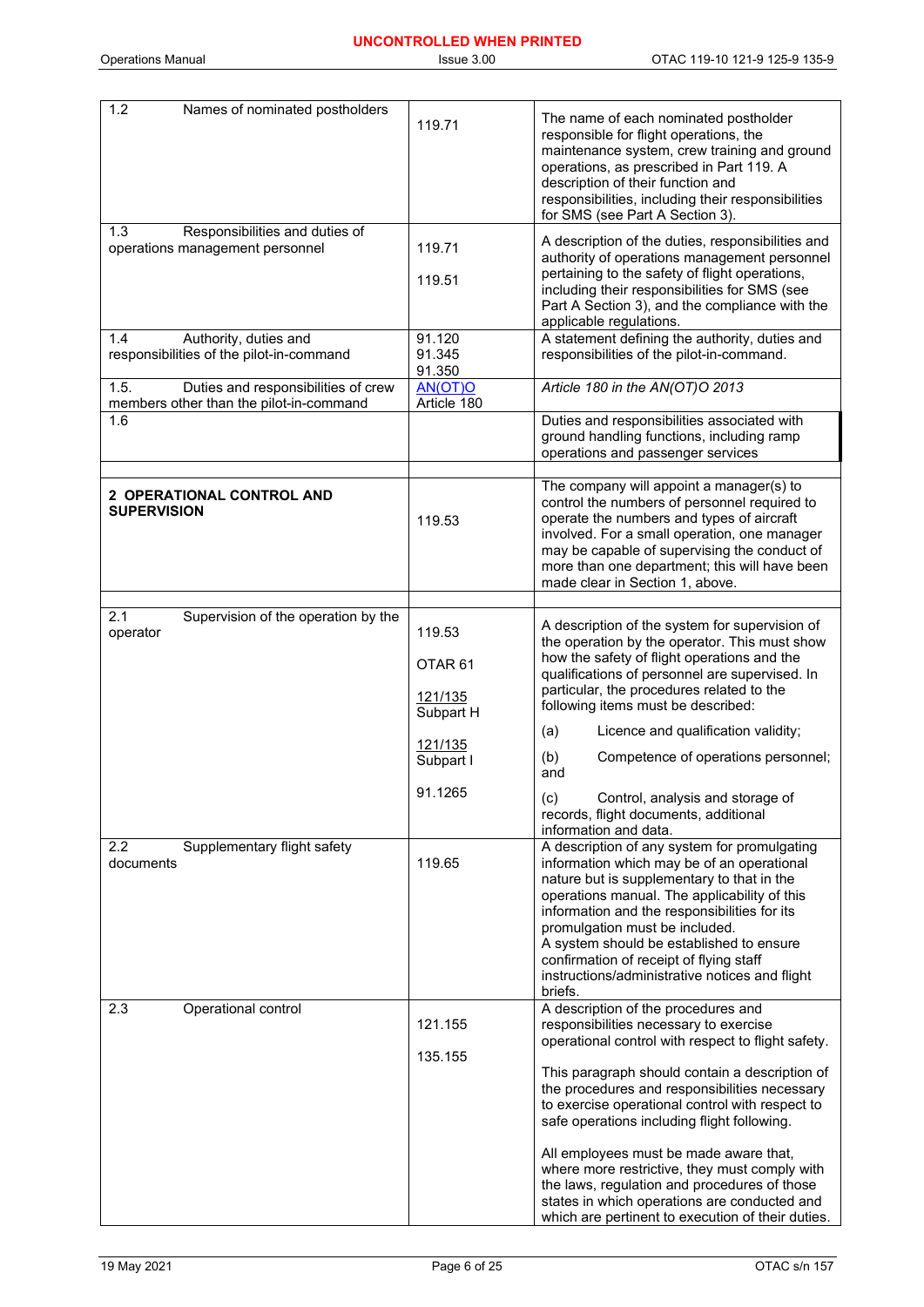UNCONTROLLED WHEN PRINTED

| | | |
|---|---|---|
| 1.2 Names of nominated postholders | 119.71 | The name of each nominated postholder responsible for flight operations, the maintenance system, crew training and ground operations, as prescribed in Part 119. A description of their function and responsibilities, including their responsibilities for SMS (see Part A Section 3). |
| 1.3 Responsibilities and duties of operations management personnel | 119.71<br><br>119.51 | A description of the duties, responsibilities and authority of operations management personnel pertaining to the safety of flight operations, including their responsibilities for SMS (see Part A Section 3), and the compliance with the applicable regulations. |
| 1.4 Authority, duties and responsibilities of the pilot-in-command | 91.120<br>91.345<br>91.350 | A statement defining the authority, duties and responsibilities of the pilot-in-command. |
| 1.5. Duties and responsibilities of crew members other than the pilot-in-command | AN(OT)O Article 180 | *Article 180 in the AN(OT)O 2013* |
| 1.6 | | Duties and responsibilities associated with ground handling functions, including ramp operations and passenger services |
| | | |
| **2 OPERATIONAL CONTROL AND SUPERVISION** | 119.53 | The company will appoint a manager(s) to control the numbers of personnel required to operate the numbers and types of aircraft involved. For a small operation, one manager may be capable of supervising the conduct of more than one department; this will have been made clear in Section 1, above. |
| | | |
| 2.1 Supervision of the operation by the operator | 119.53<br><br>OTAR 61<br><br>121/135 Subpart H<br><br>121/135 Subpart I<br><br>91.1265 | A description of the system for supervision of the operation by the operator. This must show how the safety of flight operations and the qualifications of personnel are supervised. In particular, the procedures related to the following items must be described:<br><br>(a) Licence and qualification validity;<br><br>(b) Competence of operations personnel; and<br><br>(c) Control, analysis and storage of records, flight documents, additional information and data. |
| 2.2 Supplementary flight safety documents | 119.65 | A description of any system for promulgating information which may be of an operational nature but is supplementary to that in the operations manual. The applicability of this information and the responsibilities for its promulgation must be included.<br>A system should be established to ensure confirmation of receipt of flying staff instructions/administrative notices and flight briefs. |
| 2.3 Operational control | 121.155<br><br>135.155 | A description of the procedures and responsibilities necessary to exercise operational control with respect to flight safety.<br><br>This paragraph should contain a description of the procedures and responsibilities necessary to exercise operational control with respect to safe operations including flight following.<br><br>All employees must be made aware that, where more restrictive, they must comply with the laws, regulation and procedures of those states in which operations are conducted and which are pertinent to execution of their duties. |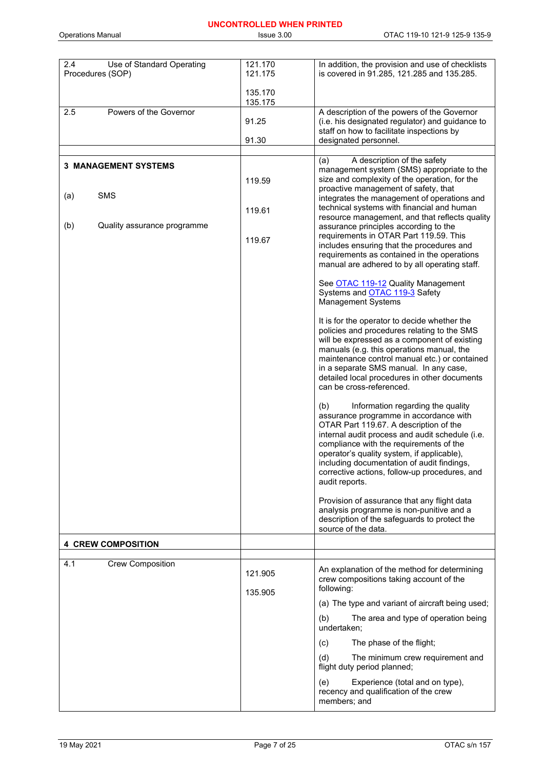| | | |
|---|---|---|
| 2.4 Use of Standard Operating Procedures (SOP) | 121.170<br>121.175<br><br>135.170<br>135.175 | In addition, the provision and use of checklists is covered in 91.285, 121.285 and 135.285. |
| 2.5 Powers of the Governor | 91.25<br><br>91.30 | A description of the powers of the Governor (i.e. his designated regulator) and guidance to staff on how to facilitate inspections by designated personnel. |
| | | |
| **3 MANAGEMENT SYSTEMS**<br><br>(a) SMS<br><br>(b) Quality assurance programme | 119.59<br><br>119.61<br><br>119.67 | (a) A description of the safety management system (SMS) appropriate to the size and complexity of the operation, for the proactive management of safety, that integrates the management of operations and technical systems with financial and human resource management, and that reflects quality assurance principles according to the requirements in OTAR Part 119.59. This includes ensuring that the procedures and requirements as contained in the operations manual are adhered to by all operating staff.<br><br>See OTAC 119-12 Quality Management Systems and OTAC 119-3 Safety Management Systems<br><br>It is for the operator to decide whether the policies and procedures relating to the SMS will be expressed as a component of existing manuals (e.g. this operations manual, the maintenance control manual etc.) or contained in a separate SMS manual. In any case, detailed local procedures in other documents can be cross-referenced.<br><br>(b) Information regarding the quality assurance programme in accordance with OTAR Part 119.67. A description of the internal audit process and audit schedule (i.e. compliance with the requirements of the operator's quality system, if applicable), including documentation of audit findings, corrective actions, follow-up procedures, and audit reports.<br><br>Provision of assurance that any flight data analysis programme is non-punitive and a description of the safeguards to protect the source of the data. |
| **4 CREW COMPOSITION** | | |
| | | |
| 4.1 Crew Composition | 121.905<br><br>135.905 | An explanation of the method for determining crew compositions taking account of the following:<br><br>(a) The type and variant of aircraft being used;<br><br>(b) The area and type of operation being undertaken;<br><br>(c) The phase of the flight;<br><br>(d) The minimum crew requirement and flight duty period planned;<br><br>(e) Experience (total and on type), recency and qualification of the crew members; and |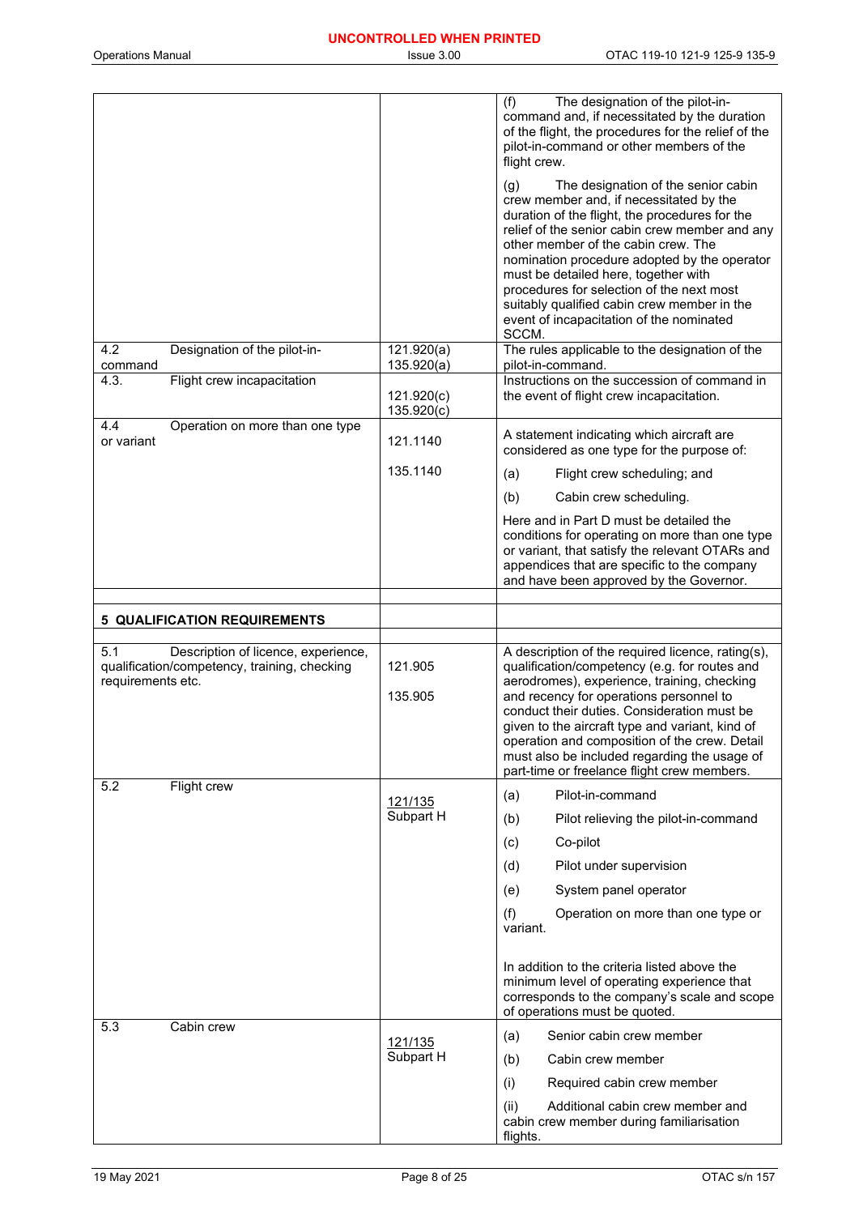| | | |
|---|---|---|
| | | (f) The designation of the pilot-in-command and, if necessitated by the duration of the flight, the procedures for the relief of the pilot-in-command or other members of the flight crew.<br><br>(g) The designation of the senior cabin crew member and, if necessitated by the duration of the flight, the procedures for the relief of the senior cabin crew member and any other member of the cabin crew. The nomination procedure adopted by the operator must be detailed here, together with procedures for selection of the next most suitably qualified cabin crew member in the event of incapacitation of the nominated SCCM. |
| 4.2 Designation of the pilot-in-command | 121.920(a)<br>135.920(a) | The rules applicable to the designation of the pilot-in-command. |
| 4.3. Flight crew incapacitation | 121.920(c)<br>135.920(c) | Instructions on the succession of command in the event of flight crew incapacitation. |
| 4.4 Operation on more than one type or variant | 121.1140<br><br>135.1140 | A statement indicating which aircraft are considered as one type for the purpose of:<br><br>(a) Flight crew scheduling; and<br><br>(b) Cabin crew scheduling.<br><br>Here and in Part D must be detailed the conditions for operating on more than one type or variant, that satisfy the relevant OTARs and appendices that are specific to the company and have been approved by the Governor. |
| | | |
| **5 QUALIFICATION REQUIREMENTS** | | |
| | | |
| 5.1 Description of licence, experience, qualification/competency, training, checking requirements etc. | 121.905<br><br>135.905 | A description of the required licence, rating(s), qualification/competency (e.g. for routes and aerodromes), experience, training, checking and recency for operations personnel to conduct their duties. Consideration must be given to the aircraft type and variant, kind of operation and composition of the crew. Detail must also be included regarding the usage of part-time or freelance flight crew members. |
| 5.2 Flight crew | <u>121/135</u><br>Subpart H | (a) Pilot-in-command<br><br>(b) Pilot relieving the pilot-in-command<br><br>(c) Co-pilot<br><br>(d) Pilot under supervision<br><br>(e) System panel operator<br><br>(f) Operation on more than one type or variant.<br><br>In addition to the criteria listed above the minimum level of operating experience that corresponds to the company's scale and scope of operations must be quoted. |
| 5.3 Cabin crew | <u>121/135</u><br>Subpart H | (a) Senior cabin crew member<br><br>(b) Cabin crew member<br><br>(i) Required cabin crew member<br><br>(ii) Additional cabin crew member and cabin crew member during familiarisation flights. |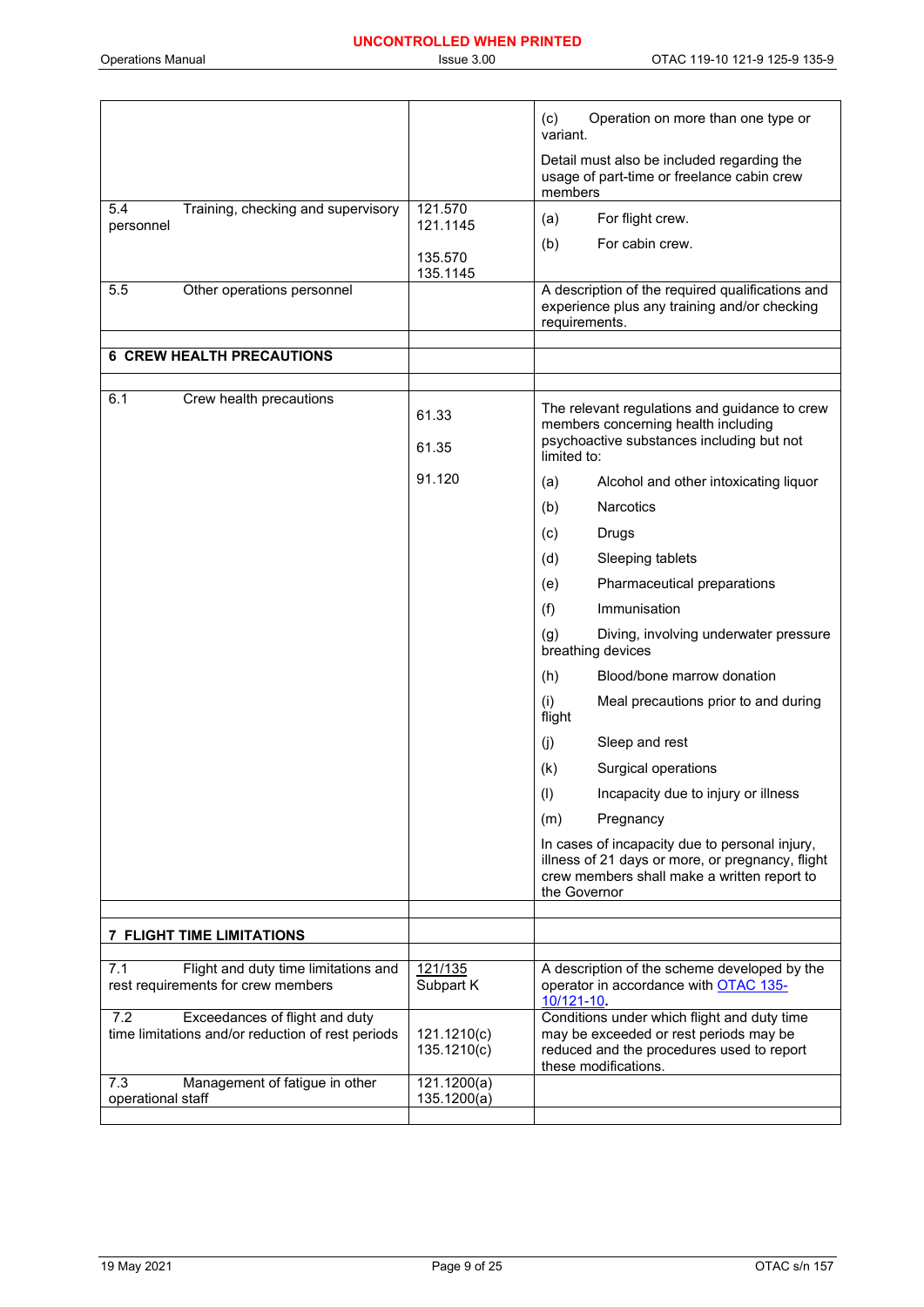| | | |
|---|---|---|
| | | (c) Operation on more than one type or variant.<br><br>Detail must also be included regarding the usage of part-time or freelance cabin crew members |
| 5.4 Training, checking and supervisory personnel | 121.570<br>121.1145<br><br>135.570<br>135.1145 | (a) For flight crew.<br><br>(b) For cabin crew. |
| 5.5 Other operations personnel | | A description of the required qualifications and experience plus any training and/or checking requirements. |
| | | |
| **6 CREW HEALTH PRECAUTIONS** | | |
| | | |
| 6.1 Crew health precautions | 61.33<br><br>61.35<br><br>91.120 | The relevant regulations and guidance to crew members concerning health including psychoactive substances including but not limited to:<br><br>(a) Alcohol and other intoxicating liquor<br><br>(b) Narcotics<br><br>(c) Drugs<br><br>(d) Sleeping tablets<br><br>(e) Pharmaceutical preparations<br><br>(f) Immunisation<br><br>(g) Diving, involving underwater pressure breathing devices<br><br>(h) Blood/bone marrow donation<br><br>(i) Meal precautions prior to and during flight<br><br>(j) Sleep and rest<br><br>(k) Surgical operations<br><br>(l) Incapacity due to injury or illness<br><br>(m) Pregnancy<br><br>In cases of incapacity due to personal injury, illness of 21 days or more, or pregnancy, flight crew members shall make a written report to the Governor |
| | | |
| **7 FLIGHT TIME LIMITATIONS** | | |
| | | |
| 7.1 Flight and duty time limitations and rest requirements for crew members | 121/135 Subpart K | A description of the scheme developed by the operator in accordance with OTAC 135-10/121-10. |
| 7.2 Exceedances of flight and duty time limitations and/or reduction of rest periods | 121.1210(c)<br>135.1210(c) | Conditions under which flight and duty time may be exceeded or rest periods may be reduced and the procedures used to report these modifications. |
| 7.3 Management of fatigue in other operational staff | 121.1200(a)<br>135.1200(a) | |
| | | |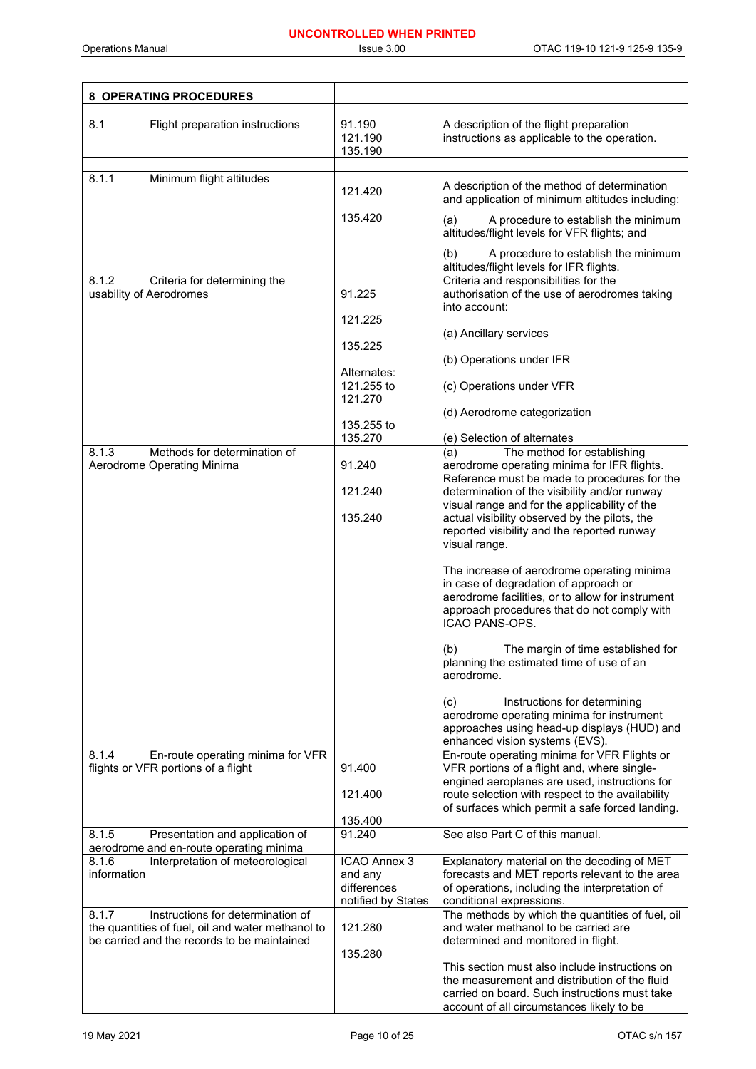| 8 OPERATING PROCEDURES | | |
|---|---|---|
| 8.1 Flight preparation instructions | 91.190<br>121.190<br>135.190 | A description of the flight preparation instructions as applicable to the operation. |
| 8.1.1 Minimum flight altitudes | 121.420<br><br>135.420 | A description of the method of determination and application of minimum altitudes including:<br><br>(a) A procedure to establish the minimum altitudes/flight levels for VFR flights; and<br><br>(b) A procedure to establish the minimum altitudes/flight levels for IFR flights. |
| 8.1.2 Criteria for determining the usability of Aerodromes | 91.225<br><br>121.225<br><br>135.225<br><br>Alternates:<br>121.255 to 121.270<br><br>135.255 to 135.270 | Criteria and responsibilities for the authorisation of the use of aerodromes taking into account:<br><br>(a) Ancillary services<br><br>(b) Operations under IFR<br><br>(c) Operations under VFR<br><br>(d) Aerodrome categorization<br><br>(e) Selection of alternates |
| 8.1.3 Methods for determination of Aerodrome Operating Minima | 91.240<br><br>121.240<br><br>135.240 | (a) The method for establishing aerodrome operating minima for IFR flights. Reference must be made to procedures for the determination of the visibility and/or runway visual range and for the applicability of the actual visibility observed by the pilots, the reported visibility and the reported runway visual range.<br><br>The increase of aerodrome operating minima in case of degradation of approach or aerodrome facilities, or to allow for instrument approach procedures that do not comply with ICAO PANS-OPS.<br><br>(b) The margin of time established for planning the estimated time of use of an aerodrome.<br><br>(c) Instructions for determining aerodrome operating minima for instrument approaches using head-up displays (HUD) and enhanced vision systems (EVS). |
| 8.1.4 En-route operating minima for VFR flights or VFR portions of a flight | 91.400<br><br>121.400<br><br>135.400 | En-route operating minima for VFR Flights or VFR portions of a flight and, where single-engined aeroplanes are used, instructions for route selection with respect to the availability of surfaces which permit a safe forced landing. |
| 8.1.5 Presentation and application of aerodrome and en-route operating minima | 91.240 | See also Part C of this manual. |
| 8.1.6 Interpretation of meteorological information | ICAO Annex 3 and any differences notified by States | Explanatory material on the decoding of MET forecasts and MET reports relevant to the area of operations, including the interpretation of conditional expressions. |
| 8.1.7 Instructions for determination of the quantities of fuel, oil and water methanol to be carried and the records to be maintained | 121.280<br><br>135.280 | The methods by which the quantities of fuel, oil and water methanol to be carried are determined and monitored in flight.<br><br>This section must also include instructions on the measurement and distribution of the fluid carried on board. Such instructions must take account of all circumstances likely to be |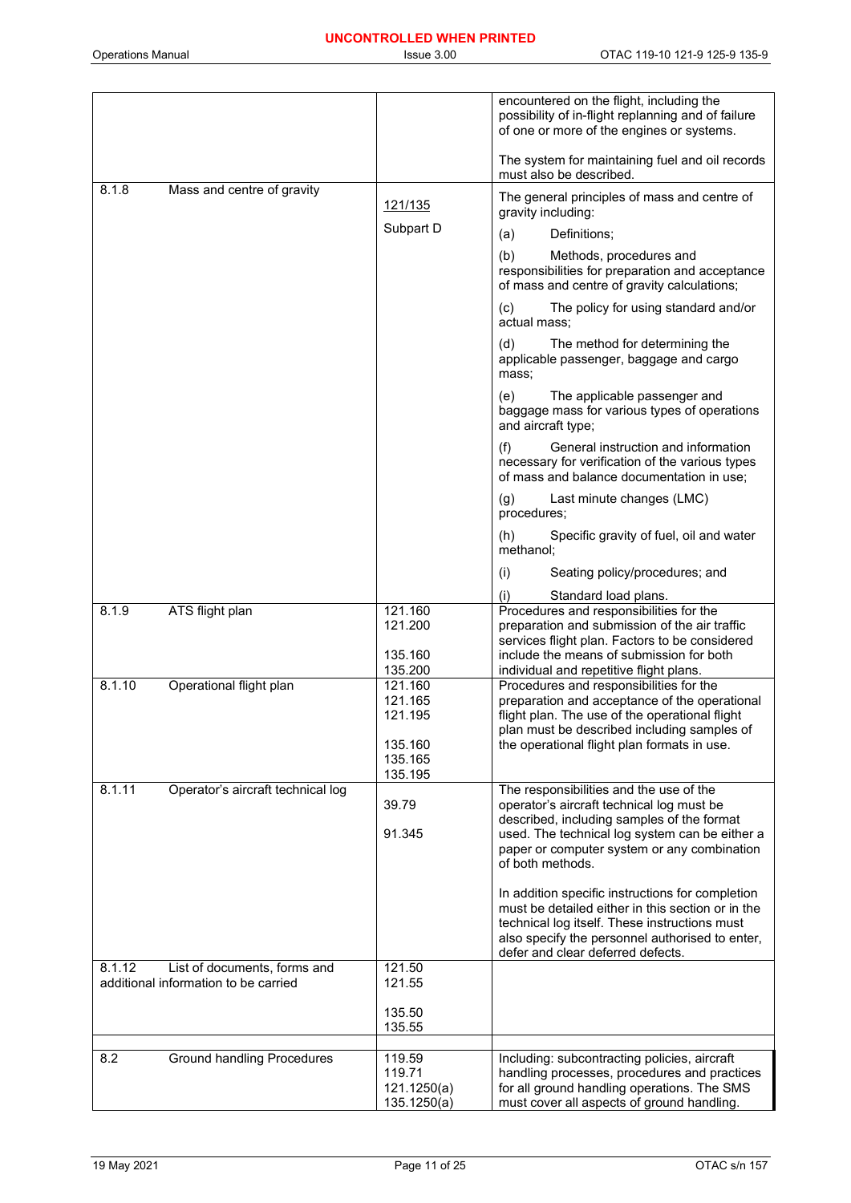| | | |
|---|---|---|
| | | encountered on the flight, including the possibility of in-flight replanning and of failure of one or more of the engines or systems.<br><br>The system for maintaining fuel and oil records must also be described. |
| 8.1.8 Mass and centre of gravity | 121/135<br><br>Subpart D | The general principles of mass and centre of gravity including:<br>(a) Definitions;<br>(b) Methods, procedures and responsibilities for preparation and acceptance of mass and centre of gravity calculations;<br>(c) The policy for using standard and/or actual mass;<br>(d) The method for determining the applicable passenger, baggage and cargo mass;<br>(e) The applicable passenger and baggage mass for various types of operations and aircraft type;<br>(f) General instruction and information necessary for verification of the various types of mass and balance documentation in use;<br>(g) Last minute changes (LMC) procedures;<br>(h) Specific gravity of fuel, oil and water methanol;<br>(i) Seating policy/procedures; and<br>(j) Standard load plans. |
| 8.1.9 ATS flight plan | 121.160<br>121.200<br><br>135.160<br>135.200 | Procedures and responsibilities for the preparation and submission of the air traffic services flight plan. Factors to be considered include the means of submission for both individual and repetitive flight plans. |
| 8.1.10 Operational flight plan | 121.160<br>121.165<br>121.195<br><br>135.160<br>135.165<br>135.195 | Procedures and responsibilities for the preparation and acceptance of the operational flight plan. The use of the operational flight plan must be described including samples of the operational flight plan formats in use. |
| 8.1.11 Operator's aircraft technical log | 39.79<br><br>91.345 | The responsibilities and the use of the operator's aircraft technical log must be described, including samples of the format used. The technical log system can be either a paper or computer system or any combination of both methods.<br><br>In addition specific instructions for completion must be detailed either in this section or in the technical log itself. These instructions must also specify the personnel authorised to enter, defer and clear deferred defects. |
| 8.1.12 List of documents, forms and additional information to be carried | 121.50<br>121.55<br><br>135.50<br>135.55 | |
| | | |
| 8.2 Ground handling Procedures | 119.59<br>119.71<br>121.1250(a)<br>135.1250(a) | Including: subcontracting policies, aircraft handling processes, procedures and practices for all ground handling operations. The SMS must cover all aspects of ground handling. |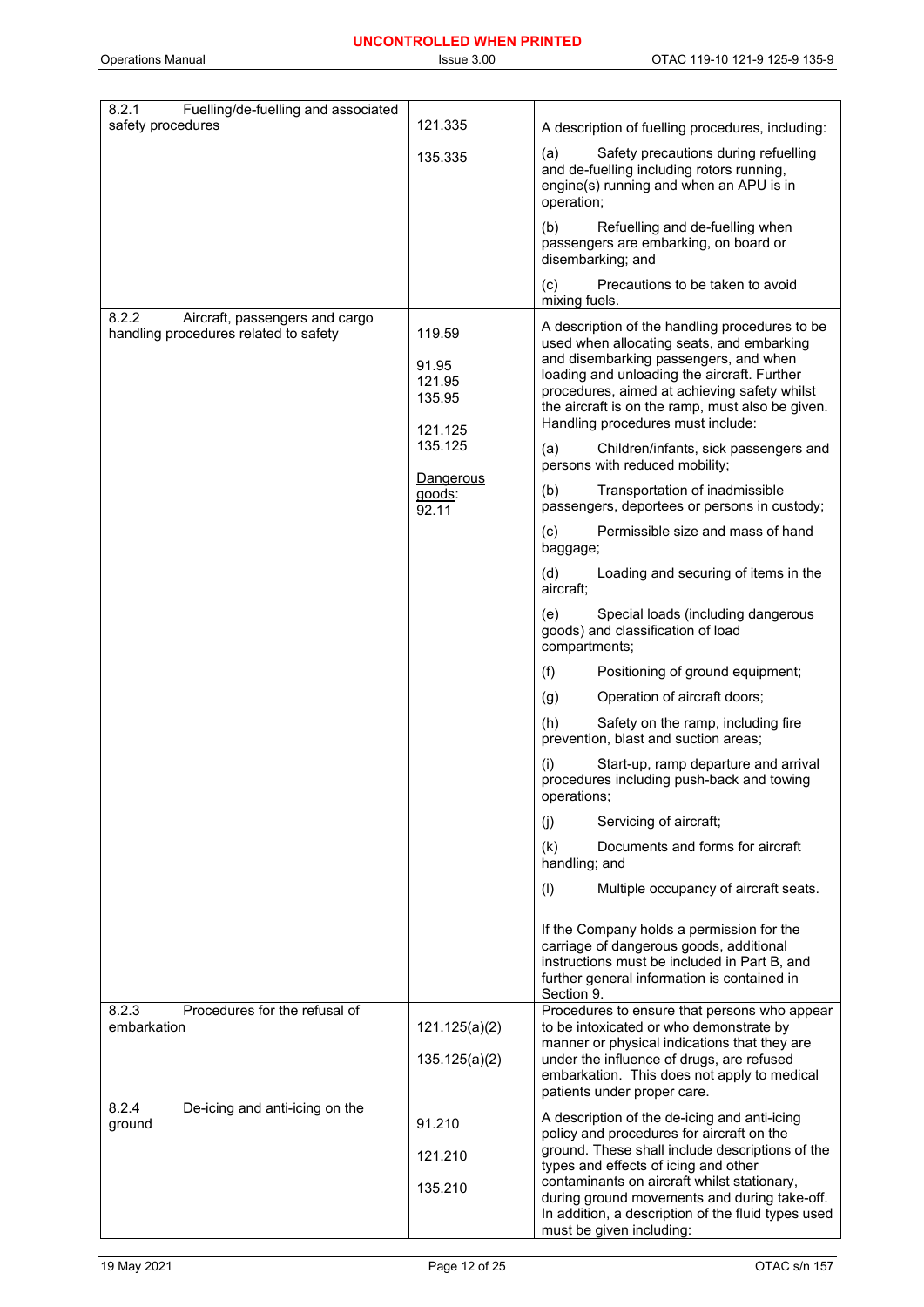| | | |
|---|---|---|
| 8.2.1 Fuelling/de-fuelling and associated safety procedures | 121.335<br><br>135.335 | A description of fuelling procedures, including:<br><br>(a) Safety precautions during refuelling and de-fuelling including rotors running, engine(s) running and when an APU is in operation;<br><br>(b) Refuelling and de-fuelling when passengers are embarking, on board or disembarking; and<br><br>(c) Precautions to be taken to avoid mixing fuels. |
| 8.2.2 Aircraft, passengers and cargo handling procedures related to safety | 119.59<br><br>91.95<br>121.95<br>135.95<br><br>121.125<br>135.125<br><br><u>Dangerous goods</u>:<br>92.11 | A description of the handling procedures to be used when allocating seats, and embarking and disembarking passengers, and when loading and unloading the aircraft. Further procedures, aimed at achieving safety whilst the aircraft is on the ramp, must also be given. Handling procedures must include:<br><br>(a) Children/infants, sick passengers and persons with reduced mobility;<br><br>(b) Transportation of inadmissible passengers, deportees or persons in custody;<br><br>(c) Permissible size and mass of hand baggage;<br><br>(d) Loading and securing of items in the aircraft;<br><br>(e) Special loads (including dangerous goods) and classification of load compartments;<br><br>(f) Positioning of ground equipment;<br><br>(g) Operation of aircraft doors;<br><br>(h) Safety on the ramp, including fire prevention, blast and suction areas;<br><br>(i) Start-up, ramp departure and arrival procedures including push-back and towing operations;<br><br>(j) Servicing of aircraft;<br><br>(k) Documents and forms for aircraft handling; and<br><br>(l) Multiple occupancy of aircraft seats.<br><br>If the Company holds a permission for the carriage of dangerous goods, additional instructions must be included in Part B, and further general information is contained in Section 9. |
| 8.2.3 Procedures for the refusal of embarkation | 121.125(a)(2)<br><br>135.125(a)(2) | Procedures to ensure that persons who appear to be intoxicated or who demonstrate by manner or physical indications that they are under the influence of drugs, are refused embarkation. This does not apply to medical patients under proper care. |
| 8.2.4 De-icing and anti-icing on the ground | 91.210<br><br>121.210<br><br>135.210 | A description of the de-icing and anti-icing policy and procedures for aircraft on the ground. These shall include descriptions of the types and effects of icing and other contaminants on aircraft whilst stationary, during ground movements and during take-off. In addition, a description of the fluid types used must be given including: |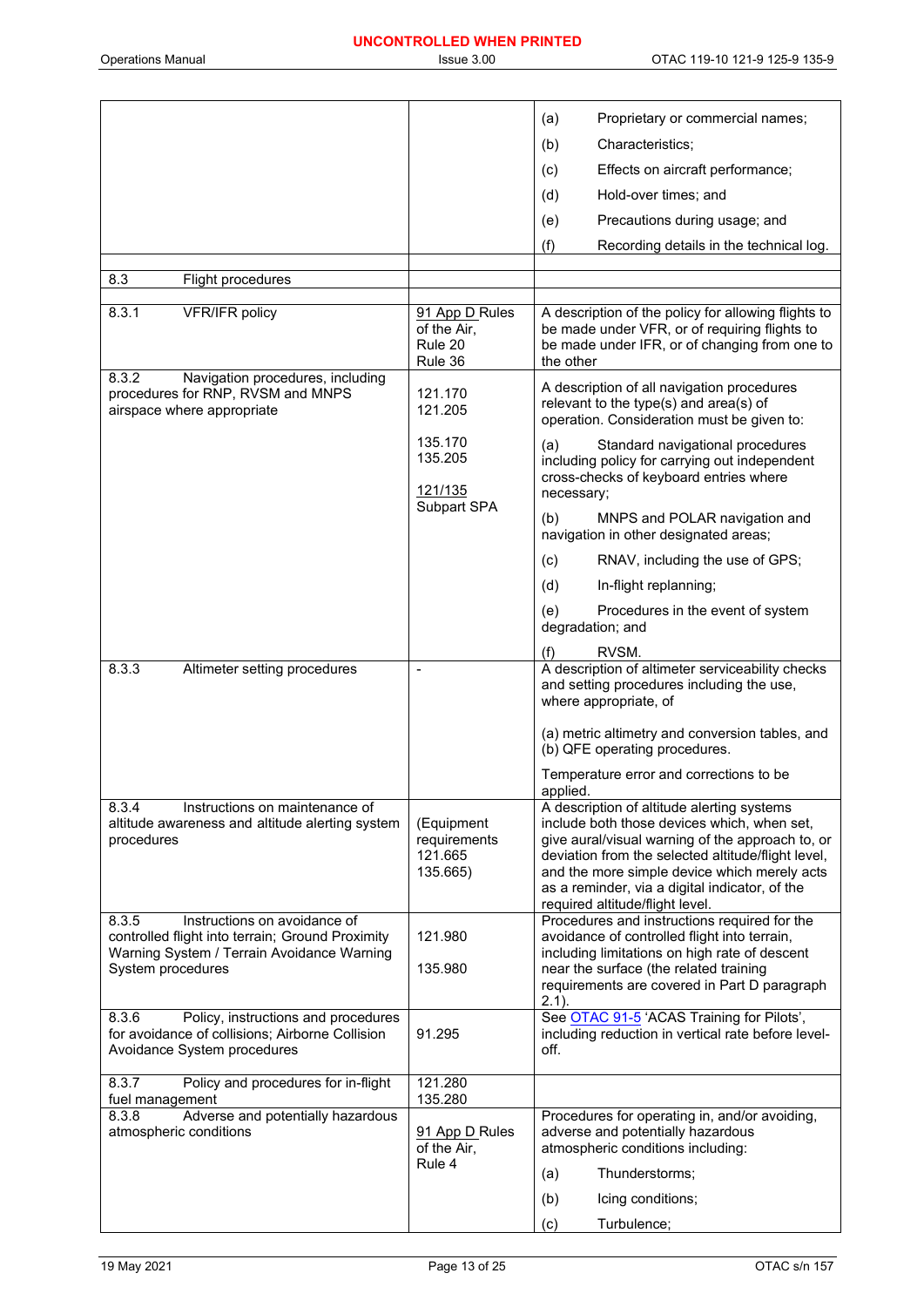| | | |
|---|---|---|
| | | (a) Proprietary or commercial names;<br>(b) Characteristics;<br>(c) Effects on aircraft performance;<br>(d) Hold-over times; and<br>(e) Precautions during usage; and<br>(f) Recording details in the technical log. |
| | | |
| 8.3 Flight procedures | | |
| | | |
| 8.3.1 VFR/IFR policy | 91 App D Rules of the Air, Rule 20 Rule 36 | A description of the policy for allowing flights to be made under VFR, or of requiring flights to be made under IFR, or of changing from one to the other |
| 8.3.2 Navigation procedures, including procedures for RNP, RVSM and MNPS airspace where appropriate | 121.170<br>121.205<br><br>135.170<br>135.205<br><br>121/135 Subpart SPA | A description of all navigation procedures relevant to the type(s) and area(s) of operation. Consideration must be given to:<br>(a) Standard navigational procedures including policy for carrying out independent cross-checks of keyboard entries where necessary;<br>(b) MNPS and POLAR navigation and navigation in other designated areas;<br>(c) RNAV, including the use of GPS;<br>(d) In-flight replanning;<br>(e) Procedures in the event of system degradation; and<br>(f) RVSM. |
| 8.3.3 Altimeter setting procedures | - | A description of altimeter serviceability checks and setting procedures including the use, where appropriate, of<br><br>(a) metric altimetry and conversion tables, and<br>(b) QFE operating procedures.<br><br>Temperature error and corrections to be applied. |
| 8.3.4 Instructions on maintenance of altitude awareness and altitude alerting system procedures | (Equipment requirements 121.665 135.665) | A description of altitude alerting systems include both those devices which, when set, give aural/visual warning of the approach to, or deviation from the selected altitude/flight level, and the more simple device which merely acts as a reminder, via a digital indicator, of the required altitude/flight level. |
| 8.3.5 Instructions on avoidance of controlled flight into terrain; Ground Proximity Warning System / Terrain Avoidance Warning System procedures | 121.980<br><br>135.980 | Procedures and instructions required for the avoidance of controlled flight into terrain, including limitations on high rate of descent near the surface (the related training requirements are covered in Part D paragraph 2.1). |
| 8.3.6 Policy, instructions and procedures for avoidance of collisions; Airborne Collision Avoidance System procedures | 91.295 | See OTAC 91-5 'ACAS Training for Pilots', including reduction in vertical rate before level-off. |
| 8.3.7 Policy and procedures for in-flight fuel management | 121.280<br>135.280 | |
| 8.3.8 Adverse and potentially hazardous atmospheric conditions | 91 App D Rules of the Air, Rule 4 | Procedures for operating in, and/or avoiding, adverse and potentially hazardous atmospheric conditions including:<br>(a) Thunderstorms;<br>(b) Icing conditions;<br>(c) Turbulence; |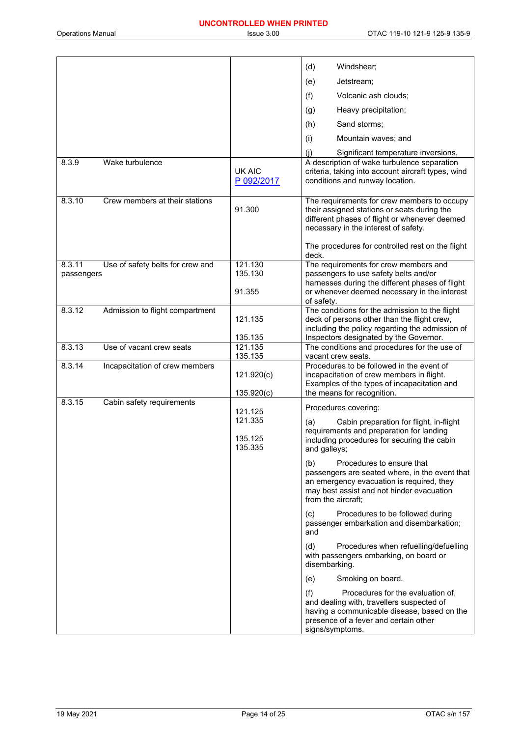| | | |
|---|---|---|
| | | (d) Windshear;<br>(e) Jetstream;<br>(f) Volcanic ash clouds;<br>(g) Heavy precipitation;<br>(h) Sand storms;<br>(i) Mountain waves; and<br>(j) Significant temperature inversions. |
| 8.3.9 Wake turbulence | UK AIC P 092/2017 | A description of wake turbulence separation criteria, taking into account aircraft types, wind conditions and runway location. |
| 8.3.10 Crew members at their stations | 91.300 | The requirements for crew members to occupy their assigned stations or seats during the different phases of flight or whenever deemed necessary in the interest of safety.<br><br>The procedures for controlled rest on the flight deck. |
| 8.3.11 Use of safety belts for crew and passengers | 121.130<br>135.130<br><br>91.355 | The requirements for crew members and passengers to use safety belts and/or harnesses during the different phases of flight or whenever deemed necessary in the interest of safety. |
| 8.3.12 Admission to flight compartment | 121.135<br><br>135.135 | The conditions for the admission to the flight deck of persons other than the flight crew, including the policy regarding the admission of Inspectors designated by the Governor. |
| 8.3.13 Use of vacant crew seats | 121.135<br>135.135 | The conditions and procedures for the use of vacant crew seats. |
| 8.3.14 Incapacitation of crew members | 121.920(c)<br><br>135.920(c) | Procedures to be followed in the event of incapacitation of crew members in flight. Examples of the types of incapacitation and the means for recognition. |
| 8.3.15 Cabin safety requirements | 121.125<br>121.335<br><br>135.125<br>135.335 | Procedures covering:<br><br>(a) Cabin preparation for flight, in-flight requirements and preparation for landing including procedures for securing the cabin and galleys;<br><br>(b) Procedures to ensure that passengers are seated where, in the event that an emergency evacuation is required, they may best assist and not hinder evacuation from the aircraft;<br><br>(c) Procedures to be followed during passenger embarkation and disembarkation; and<br><br>(d) Procedures when refuelling/defuelling with passengers embarking, on board or disembarking.<br><br>(e) Smoking on board.<br><br>(f) Procedures for the evaluation of, and dealing with, travellers suspected of having a communicable disease, based on the presence of a fever and certain other signs/symptoms. |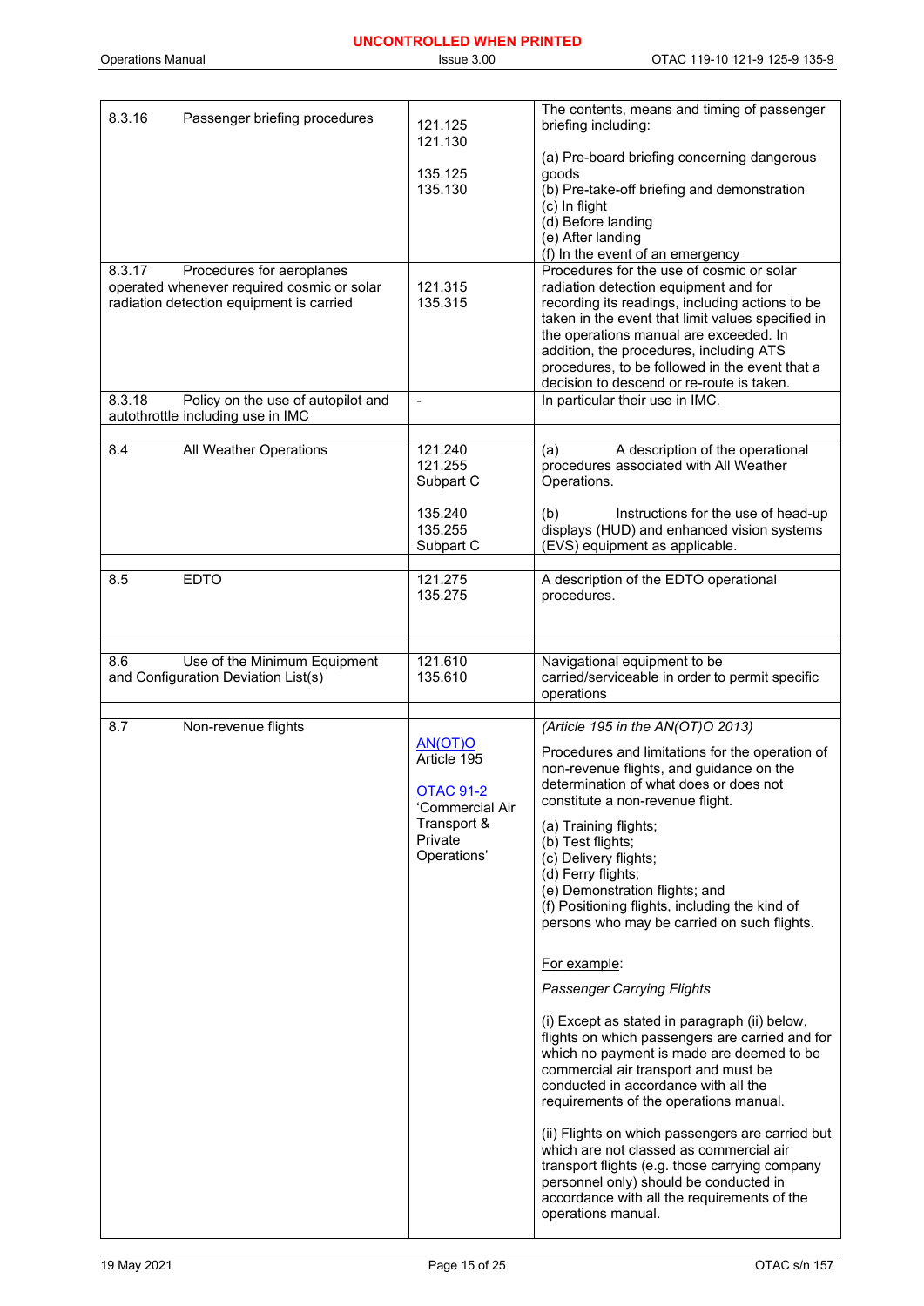| | | |
|---|---|---|
| 8.3.16 Passenger briefing procedures | 121.125<br>121.130<br><br>135.125<br>135.130 | The contents, means and timing of passenger briefing including:<br><br>(a) Pre-board briefing concerning dangerous goods<br>(b) Pre-take-off briefing and demonstration<br>(c) In flight<br>(d) Before landing<br>(e) After landing<br>(f) In the event of an emergency |
| 8.3.17 Procedures for aeroplanes operated whenever required cosmic or solar radiation detection equipment is carried | 121.315<br>135.315 | Procedures for the use of cosmic or solar radiation detection equipment and for recording its readings, including actions to be taken in the event that limit values specified in the operations manual are exceeded. In addition, the procedures, including ATS procedures, to be followed in the event that a decision to descend or re-route is taken. |
| 8.3.18 Policy on the use of autopilot and autothrottle including use in IMC | - | In particular their use in IMC. |
| | | |
| 8.4 All Weather Operations | 121.240<br>121.255<br>Subpart C<br><br>135.240<br>135.255<br>Subpart C | (a) A description of the operational procedures associated with All Weather Operations.<br><br>(b) Instructions for the use of head-up displays (HUD) and enhanced vision systems (EVS) equipment as applicable. |
| | | |
| 8.5 EDTO | 121.275<br>135.275 | A description of the EDTO operational procedures. |
| | | |
| 8.6 Use of the Minimum Equipment and Configuration Deviation List(s) | 121.610<br>135.610 | Navigational equipment to be carried/serviceable in order to permit specific operations |
| | | |
| 8.7 Non-revenue flights | AN(OT)O<br>Article 195<br><br>OTAC 91-2<br>'Commercial Air Transport & Private Operations' | *(Article 195 in the AN(OT)O 2013)*<br><br>Procedures and limitations for the operation of non-revenue flights, and guidance on the determination of what does or does not constitute a non-revenue flight.<br><br>(a) Training flights;<br>(b) Test flights;<br>(c) Delivery flights;<br>(d) Ferry flights;<br>(e) Demonstration flights; and<br>(f) Positioning flights, including the kind of persons who may be carried on such flights.<br><br>For example:<br><br>*Passenger Carrying Flights*<br><br>(i) Except as stated in paragraph (ii) below, flights on which passengers are carried and for which no payment is made are deemed to be commercial air transport and must be conducted in accordance with all the requirements of the operations manual.<br><br>(ii) Flights on which passengers are carried but which are not classed as commercial air transport flights (e.g. those carrying company personnel only) should be conducted in accordance with all the requirements of the operations manual. |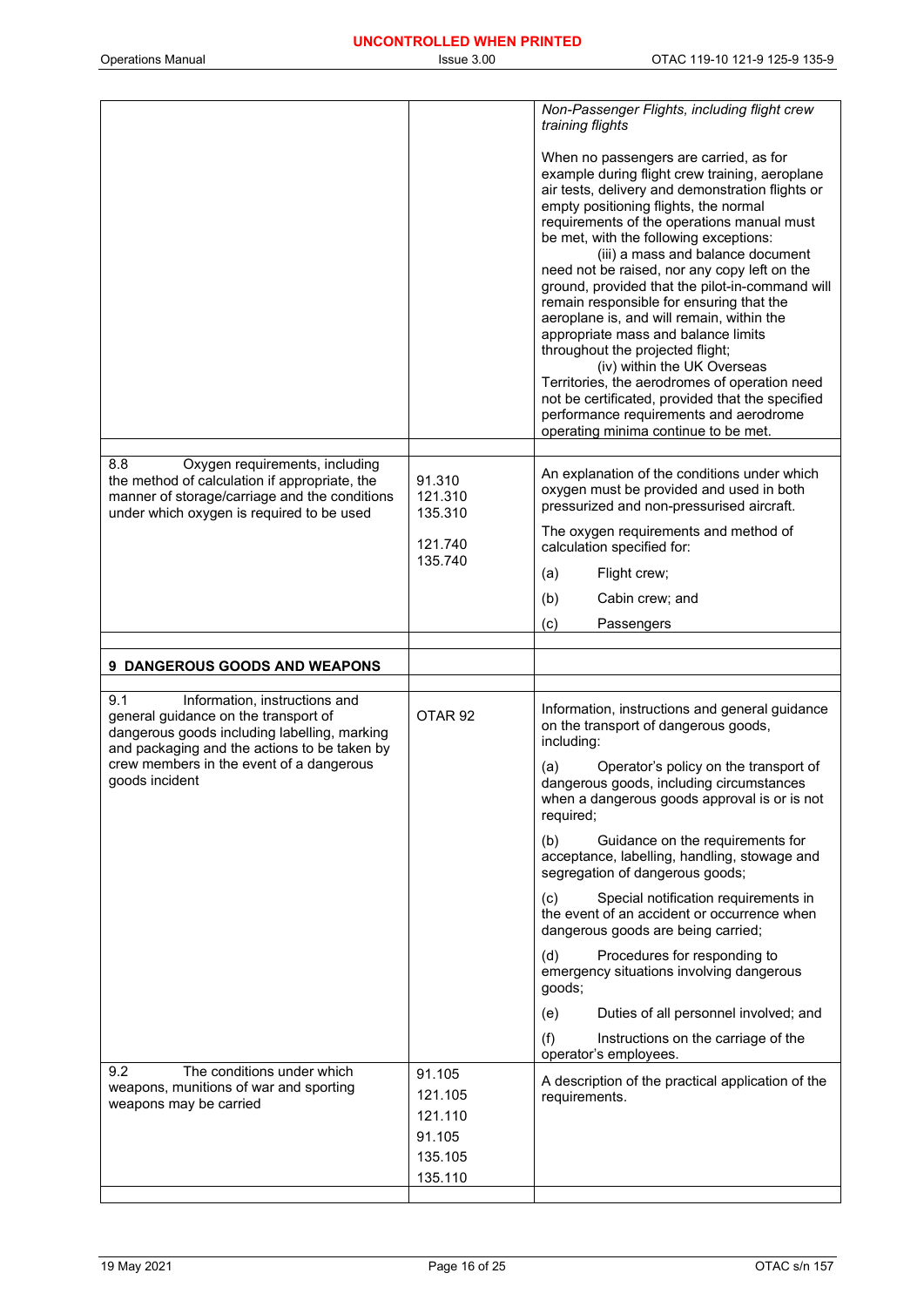| | | |
|---|---|---|
| | | *Non-Passenger Flights, including flight crew training flights*<br><br>When no passengers are carried, as for example during flight crew training, aeroplane air tests, delivery and demonstration flights or empty positioning flights, the normal requirements of the operations manual must be met, with the following exceptions:<br>(iii) a mass and balance document need not be raised, nor any copy left on the ground, provided that the pilot-in-command will remain responsible for ensuring that the aeroplane is, and will remain, within the appropriate mass and balance limits throughout the projected flight;<br>(iv) within the UK Overseas Territories, the aerodromes of operation need not be certificated, provided that the specified performance requirements and aerodrome operating minima continue to be met. |
| | | |
| 8.8 Oxygen requirements, including the method of calculation if appropriate, the manner of storage/carriage and the conditions under which oxygen is required to be used | 91.310<br>121.310<br>135.310<br><br>121.740<br>135.740 | An explanation of the conditions under which oxygen must be provided and used in both pressurized and non-pressurised aircraft.<br><br>The oxygen requirements and method of calculation specified for:<br><br>(a) Flight crew;<br><br>(b) Cabin crew; and<br><br>(c) Passengers |
| | | |
| **9 DANGEROUS GOODS AND WEAPONS** | | |
| | | |
| 9.1 Information, instructions and general guidance on the transport of dangerous goods including labelling, marking and packaging and the actions to be taken by crew members in the event of a dangerous goods incident | OTAR 92 | Information, instructions and general guidance on the transport of dangerous goods, including:<br><br>(a) Operator's policy on the transport of dangerous goods, including circumstances when a dangerous goods approval is or is not required;<br><br>(b) Guidance on the requirements for acceptance, labelling, handling, stowage and segregation of dangerous goods;<br><br>(c) Special notification requirements in the event of an accident or occurrence when dangerous goods are being carried;<br><br>(d) Procedures for responding to emergency situations involving dangerous goods;<br><br>(e) Duties of all personnel involved; and<br><br>(f) Instructions on the carriage of the operator's employees. |
| 9.2 The conditions under which weapons, munitions of war and sporting weapons may be carried | 91.105<br>121.105<br>121.110<br>91.105<br>135.105<br>135.110 | A description of the practical application of the requirements. |
| | | |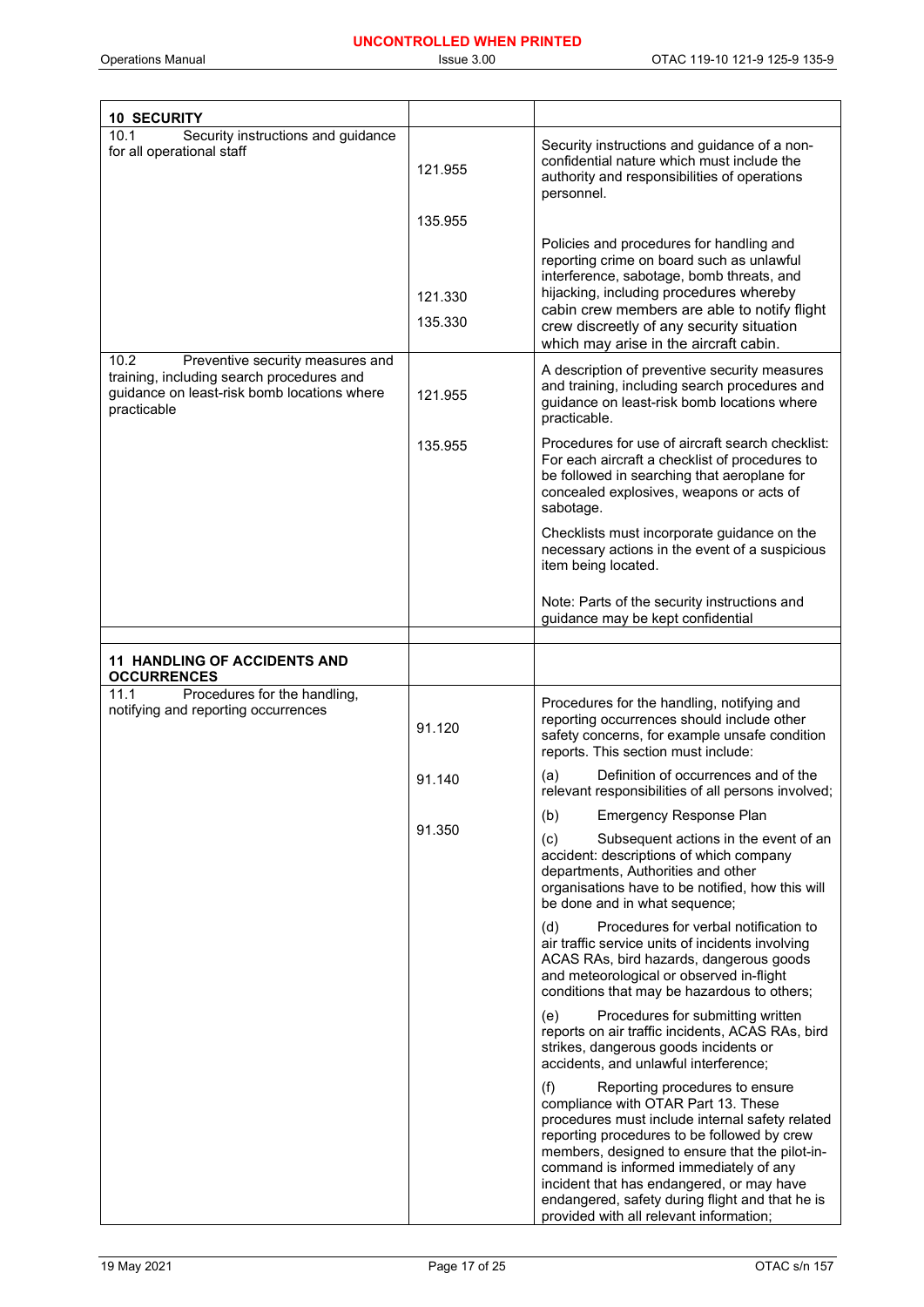| 10 SECURITY | | |
|---|---|---|
| 10.1 Security instructions and guidance for all operational staff | 121.955<br><br>135.955<br><br>121.330<br><br>135.330 | Security instructions and guidance of a non-confidential nature which must include the authority and responsibilities of operations personnel.<br><br>Policies and procedures for handling and reporting crime on board such as unlawful interference, sabotage, bomb threats, and hijacking, including procedures whereby cabin crew members are able to notify flight crew discreetly of any security situation which may arise in the aircraft cabin. |
| 10.2 Preventive security measures and training, including search procedures and guidance on least-risk bomb locations where practicable | 121.955<br><br>135.955 | A description of preventive security measures and training, including search procedures and guidance on least-risk bomb locations where practicable.<br><br>Procedures for use of aircraft search checklist: For each aircraft a checklist of procedures to be followed in searching that aeroplane for concealed explosives, weapons or acts of sabotage.<br><br>Checklists must incorporate guidance on the necessary actions in the event of a suspicious item being located.<br><br>Note: Parts of the security instructions and guidance may be kept confidential |
| | | |
| **11 HANDLING OF ACCIDENTS AND OCCURRENCES** | | |
| 11.1 Procedures for the handling, notifying and reporting occurrences | 91.120<br><br>91.140<br><br>91.350 | Procedures for the handling, notifying and reporting occurrences should include other safety concerns, for example unsafe condition reports. This section must include:<br><br>(a) Definition of occurrences and of the relevant responsibilities of all persons involved;<br><br>(b) Emergency Response Plan<br><br>(c) Subsequent actions in the event of an accident: descriptions of which company departments, Authorities and other organisations have to be notified, how this will be done and in what sequence;<br><br>(d) Procedures for verbal notification to air traffic service units of incidents involving ACAS RAs, bird hazards, dangerous goods and meteorological or observed in-flight conditions that may be hazardous to others;<br><br>(e) Procedures for submitting written reports on air traffic incidents, ACAS RAs, bird strikes, dangerous goods incidents or accidents, and unlawful interference;<br><br>(f) Reporting procedures to ensure compliance with OTAR Part 13. These procedures must include internal safety related reporting procedures to be followed by crew members, designed to ensure that the pilot-in-command is informed immediately of any incident that has endangered, or may have endangered, safety during flight and that he is provided with all relevant information; |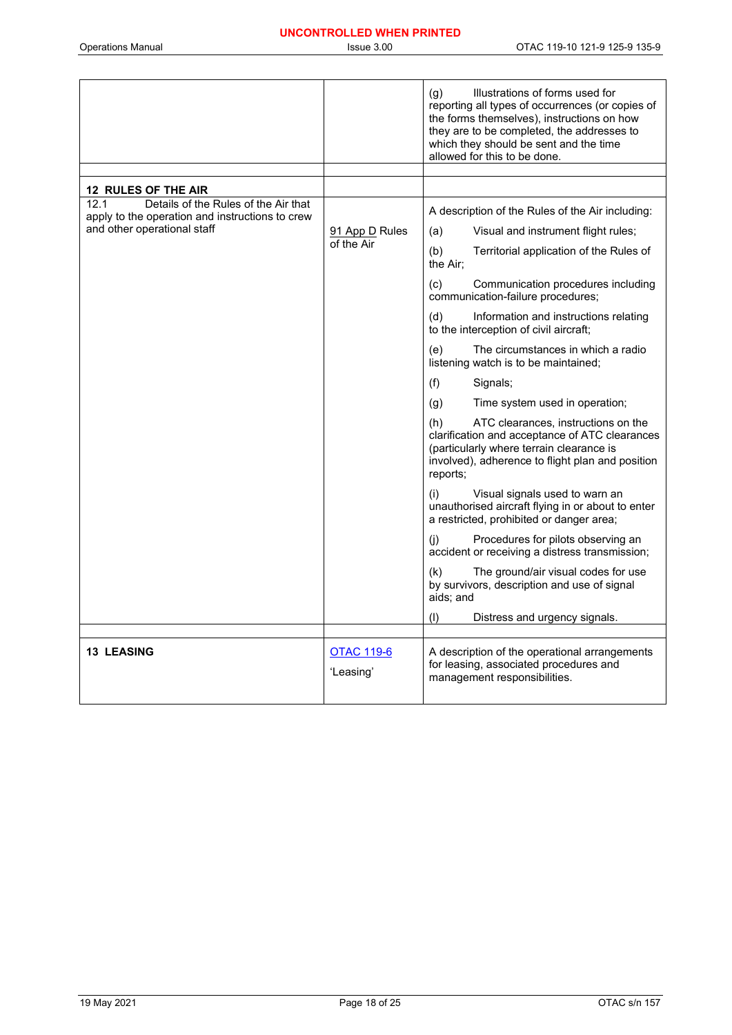| | | |
|---|---|---|
| | | (g) Illustrations of forms used for reporting all types of occurrences (or copies of the forms themselves), instructions on how they are to be completed, the addresses to which they should be sent and the time allowed for this to be done. |
| | | |
| **12 RULES OF THE AIR** | | |
| 12.1 Details of the Rules of the Air that apply to the operation and instructions to crew and other operational staff | 91 App D Rules of the Air | A description of the Rules of the Air including:<br>(a) Visual and instrument flight rules;<br>(b) Territorial application of the Rules of the Air;<br>(c) Communication procedures including communication-failure procedures;<br>(d) Information and instructions relating to the interception of civil aircraft;<br>(e) The circumstances in which a radio listening watch is to be maintained;<br>(f) Signals;<br>(g) Time system used in operation;<br>(h) ATC clearances, instructions on the clarification and acceptance of ATC clearances (particularly where terrain clearance is involved), adherence to flight plan and position reports;<br>(i) Visual signals used to warn an unauthorised aircraft flying in or about to enter a restricted, prohibited or danger area;<br>(j) Procedures for pilots observing an accident or receiving a distress transmission;<br>(k) The ground/air visual codes for use by survivors, description and use of signal aids; and<br>(l) Distress and urgency signals. |
| | | |
| **13 LEASING** | OTAC 119-6<br>'Leasing' | A description of the operational arrangements for leasing, associated procedures and management responsibilities. |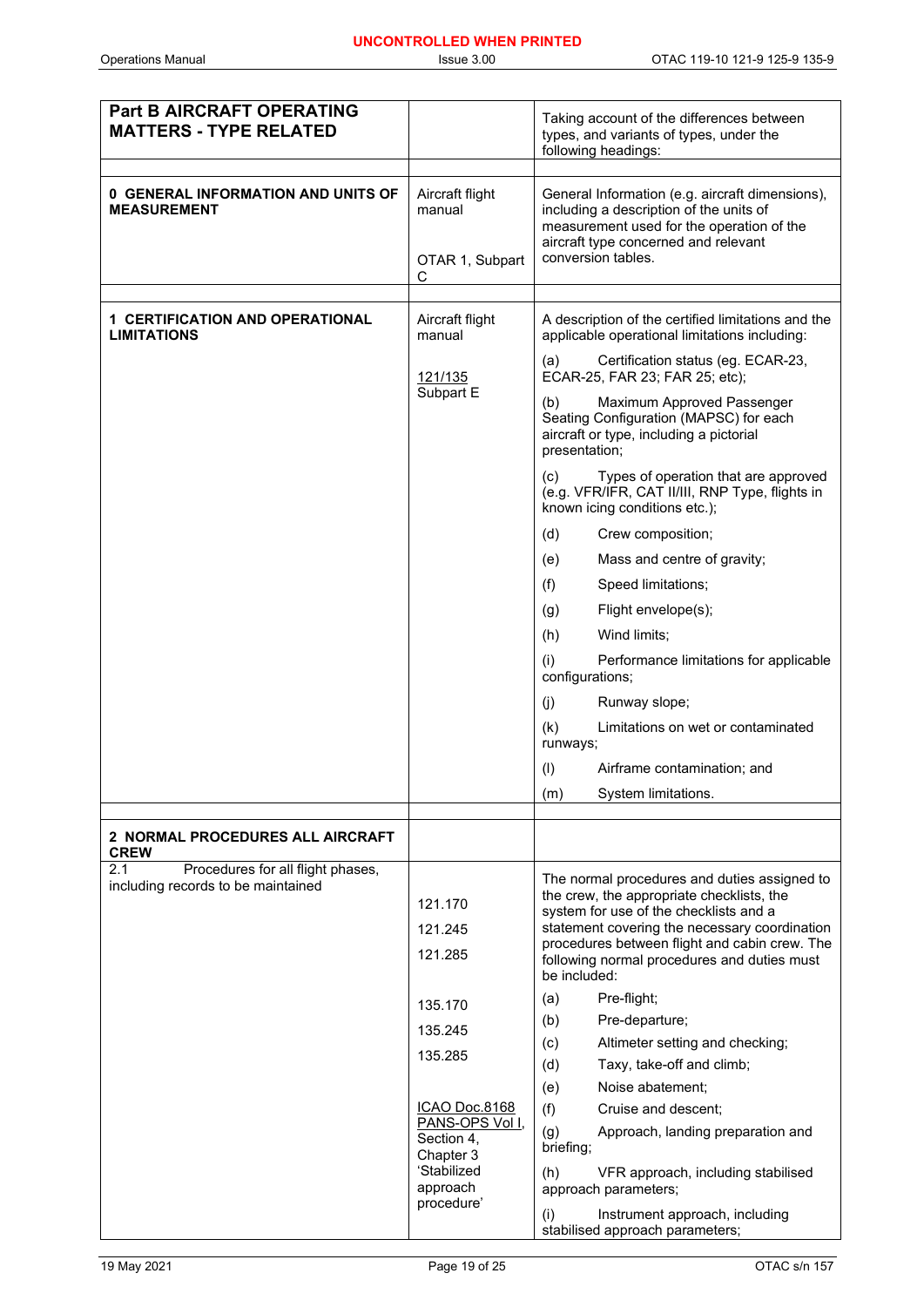| Part B AIRCRAFT OPERATING MATTERS - TYPE RELATED | | Taking account of the differences between types, and variants of types, under the following headings: |
|---|---|---|
| | | |
| **0 GENERAL INFORMATION AND UNITS OF MEASUREMENT** | Aircraft flight manual<br><br>OTAR 1, Subpart C | General Information (e.g. aircraft dimensions), including a description of the units of measurement used for the operation of the aircraft type concerned and relevant conversion tables. |
| | | |
| **1 CERTIFICATION AND OPERATIONAL LIMITATIONS** | Aircraft flight manual<br><br>121/135 Subpart E | A description of the certified limitations and the applicable operational limitations including:<br>(a) Certification status (eg. ECAR-23, ECAR-25, FAR 23; FAR 25; etc);<br>(b) Maximum Approved Passenger Seating Configuration (MAPSC) for each aircraft or type, including a pictorial presentation;<br>(c) Types of operation that are approved (e.g. VFR/IFR, CAT II/III, RNP Type, flights in known icing conditions etc.);<br>(d) Crew composition;<br>(e) Mass and centre of gravity;<br>(f) Speed limitations;<br>(g) Flight envelope(s);<br>(h) Wind limits;<br>(i) Performance limitations for applicable configurations;<br>(j) Runway slope;<br>(k) Limitations on wet or contaminated runways;<br>(l) Airframe contamination; and<br>(m) System limitations. |
| | | |
| **2 NORMAL PROCEDURES ALL AIRCRAFT CREW** | | |
| 2.1 Procedures for all flight phases, including records to be maintained | 121.170<br>121.245<br>121.285<br><br>135.170<br>135.245<br>135.285<br><br>ICAO Doc.8168 PANS-OPS Vol I, Section 4, Chapter 3 'Stabilized approach procedure' | The normal procedures and duties assigned to the crew, the appropriate checklists, the system for use of the checklists and a statement covering the necessary coordination procedures between flight and cabin crew. The following normal procedures and duties must be included:<br>(a) Pre-flight;<br>(b) Pre-departure;<br>(c) Altimeter setting and checking;<br>(d) Taxy, take-off and climb;<br>(e) Noise abatement;<br>(f) Cruise and descent;<br>(g) Approach, landing preparation and briefing;<br>(h) VFR approach, including stabilised approach parameters;<br>(i) Instrument approach, including stabilised approach parameters; |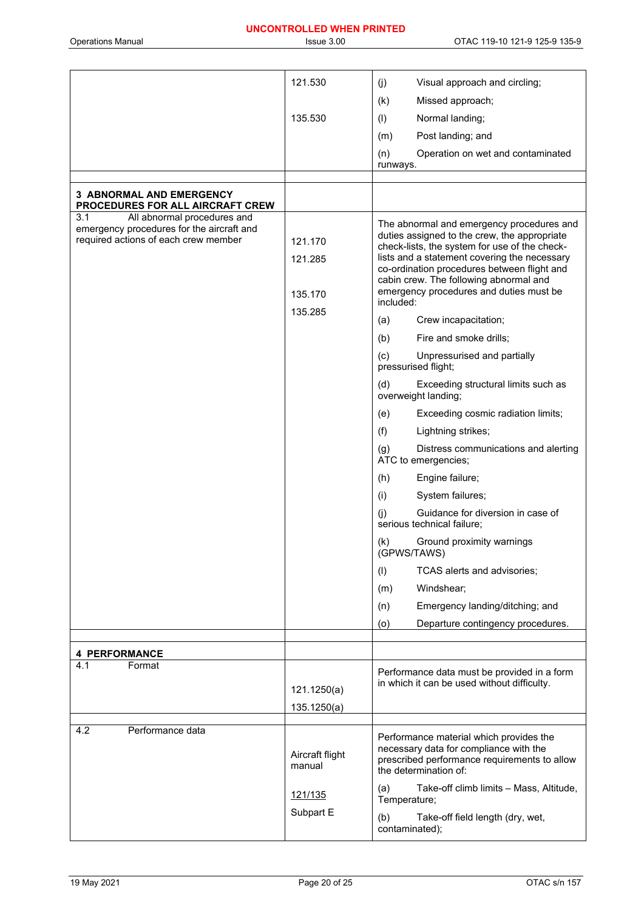| | | |
|---|---|---|
| | 121.530<br><br>135.530 | (j) Visual approach and circling;<br>(k) Missed approach;<br>(l) Normal landing;<br>(m) Post landing; and<br>(n) Operation on wet and contaminated runways. |
| | | |
| **3 ABNORMAL AND EMERGENCY PROCEDURES FOR ALL AIRCRAFT CREW** | | |
| 3.1 All abnormal procedures and emergency procedures for the aircraft and required actions of each crew member | 121.170<br>121.285<br><br>135.170<br>135.285 | The abnormal and emergency procedures and duties assigned to the crew, the appropriate check-lists, the system for use of the check-lists and a statement covering the necessary co-ordination procedures between flight and cabin crew. The following abnormal and emergency procedures and duties must be included:<br>(a) Crew incapacitation;<br>(b) Fire and smoke drills;<br>(c) Unpressurised and partially pressurised flight;<br>(d) Exceeding structural limits such as overweight landing;<br>(e) Exceeding cosmic radiation limits;<br>(f) Lightning strikes;<br>(g) Distress communications and alerting ATC to emergencies;<br>(h) Engine failure;<br>(i) System failures;<br>(j) Guidance for diversion in case of serious technical failure;<br>(k) Ground proximity warnings (GPWS/TAWS)<br>(l) TCAS alerts and advisories;<br>(m) Windshear;<br>(n) Emergency landing/ditching; and<br>(o) Departure contingency procedures. |
| | | |
| **4 PERFORMANCE** | | |
| 4.1 Format | 121.1250(a)<br>135.1250(a) | Performance data must be provided in a form in which it can be used without difficulty. |
| | | |
| 4.2 Performance data | Aircraft flight manual<br><br>121/135<br>Subpart E | Performance material which provides the necessary data for compliance with the prescribed performance requirements to allow the determination of:<br>(a) Take-off climb limits – Mass, Altitude, Temperature;<br>(b) Take-off field length (dry, wet, contaminated); |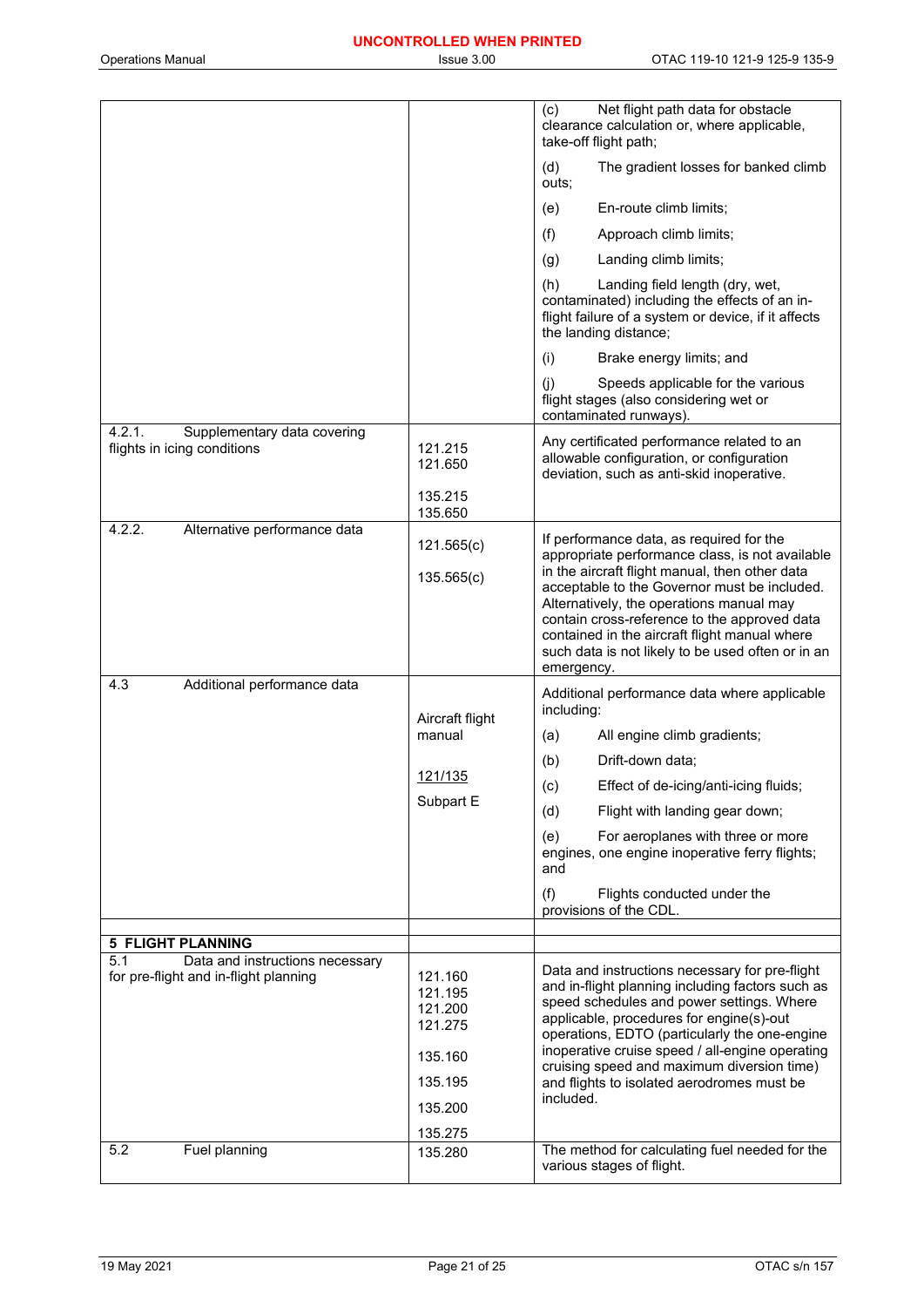| | | |
|---|---|---|
| | | (c) Net flight path data for obstacle clearance calculation or, where applicable, take-off flight path;<br>(d) The gradient losses for banked climb outs;<br>(e) En-route climb limits;<br>(f) Approach climb limits;<br>(g) Landing climb limits;<br>(h) Landing field length (dry, wet, contaminated) including the effects of an in-flight failure of a system or device, if it affects the landing distance;<br>(i) Brake energy limits; and<br>(j) Speeds applicable for the various flight stages (also considering wet or contaminated runways). |
| 4.2.1. Supplementary data covering flights in icing conditions | 121.215<br>121.650<br>135.215<br>135.650 | Any certificated performance related to an allowable configuration, or configuration deviation, such as anti-skid inoperative. |
| 4.2.2. Alternative performance data | 121.565(c)<br>135.565(c) | If performance data, as required for the appropriate performance class, is not available in the aircraft flight manual, then other data acceptable to the Governor must be included. Alternatively, the operations manual may contain cross-reference to the approved data contained in the aircraft flight manual where such data is not likely to be used often or in an emergency. |
| 4.3 Additional performance data | Aircraft flight manual<br>121/135<br>Subpart E | Additional performance data where applicable including:<br>(a) All engine climb gradients;<br>(b) Drift-down data;<br>(c) Effect of de-icing/anti-icing fluids;<br>(d) Flight with landing gear down;<br>(e) For aeroplanes with three or more engines, one engine inoperative ferry flights; and<br>(f) Flights conducted under the provisions of the CDL. |
| | | |
| **5 FLIGHT PLANNING** | | |
| 5.1 Data and instructions necessary for pre-flight and in-flight planning | 121.160<br>121.195<br>121.200<br>121.275<br>135.160<br>135.195<br>135.200<br>135.275 | Data and instructions necessary for pre-flight and in-flight planning including factors such as speed schedules and power settings. Where applicable, procedures for engine(s)-out operations, EDTO (particularly the one-engine inoperative cruise speed / all-engine operating cruising speed and maximum diversion time) and flights to isolated aerodromes must be included. |
| 5.2 Fuel planning | 135.280 | The method for calculating fuel needed for the various stages of flight. |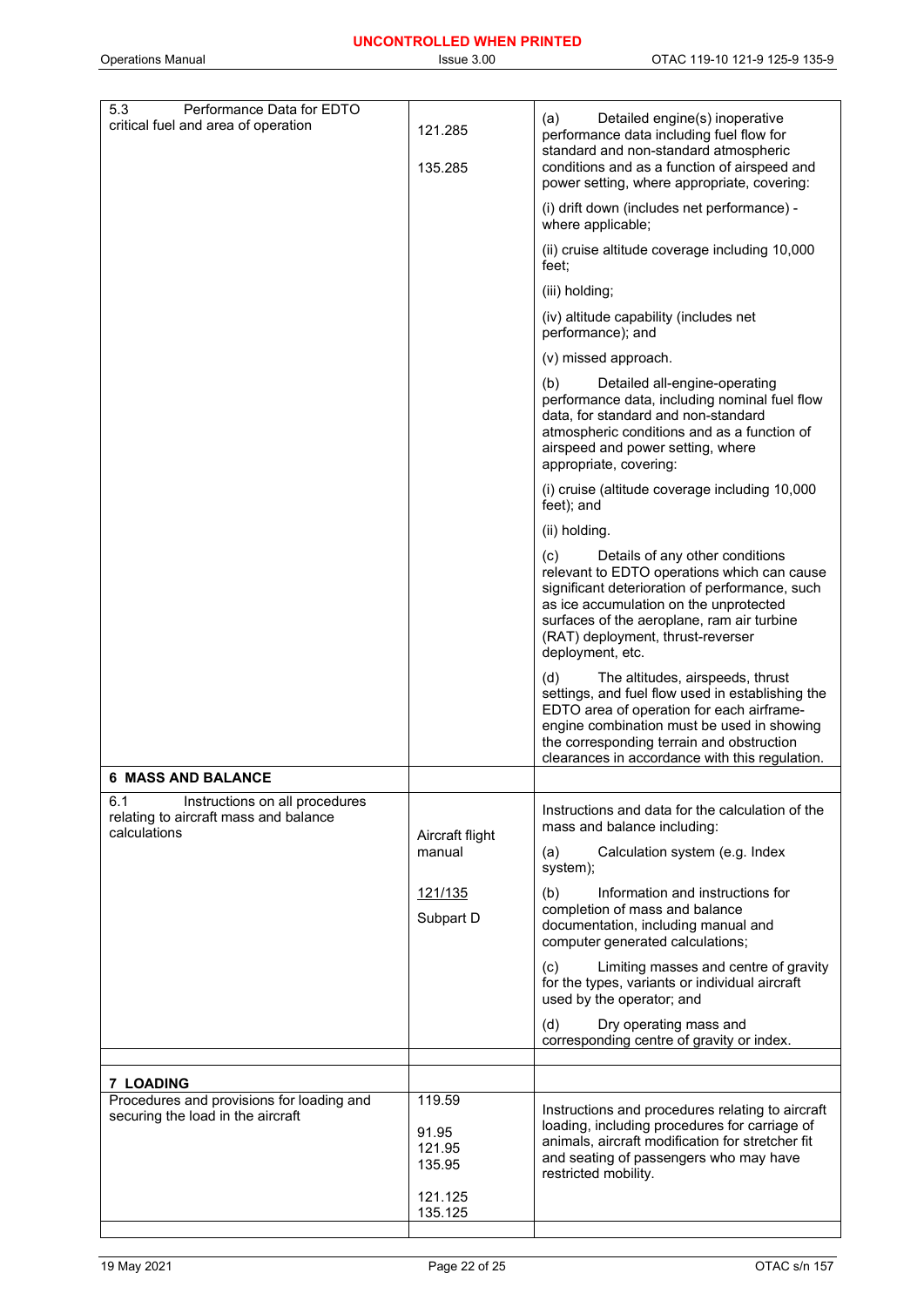| | | |
|---|---|---|
| 5.3 Performance Data for EDTO critical fuel and area of operation | 121.285<br><br>135.285 | (a) Detailed engine(s) inoperative performance data including fuel flow for standard and non-standard atmospheric conditions and as a function of airspeed and power setting, where appropriate, covering:<br><br>(i) drift down (includes net performance) - where applicable;<br><br>(ii) cruise altitude coverage including 10,000 feet;<br><br>(iii) holding;<br><br>(iv) altitude capability (includes net performance); and<br><br>(v) missed approach.<br><br>(b) Detailed all-engine-operating performance data, including nominal fuel flow data, for standard and non-standard atmospheric conditions and as a function of airspeed and power setting, where appropriate, covering:<br><br>(i) cruise (altitude coverage including 10,000 feet); and<br><br>(ii) holding.<br><br>(c) Details of any other conditions relevant to EDTO operations which can cause significant deterioration of performance, such as ice accumulation on the unprotected surfaces of the aeroplane, ram air turbine (RAT) deployment, thrust-reverser deployment, etc.<br><br>(d) The altitudes, airspeeds, thrust settings, and fuel flow used in establishing the EDTO area of operation for each airframe-engine combination must be used in showing the corresponding terrain and obstruction clearances in accordance with this regulation. |
| **6 MASS AND BALANCE** | | |
| 6.1 Instructions on all procedures relating to aircraft mass and balance calculations | Aircraft flight manual<br><br>121/135<br><br>Subpart D | Instructions and data for the calculation of the mass and balance including:<br><br>(a) Calculation system (e.g. Index system);<br><br>(b) Information and instructions for completion of mass and balance documentation, including manual and computer generated calculations;<br><br>(c) Limiting masses and centre of gravity for the types, variants or individual aircraft used by the operator; and<br><br>(d) Dry operating mass and corresponding centre of gravity or index. |
| | | |
| **7 LOADING** | | |
| Procedures and provisions for loading and securing the load in the aircraft | 119.59<br><br>91.95<br>121.95<br>135.95<br><br>121.125<br>135.125 | Instructions and procedures relating to aircraft loading, including procedures for carriage of animals, aircraft modification for stretcher fit and seating of passengers who may have restricted mobility. |
| | | |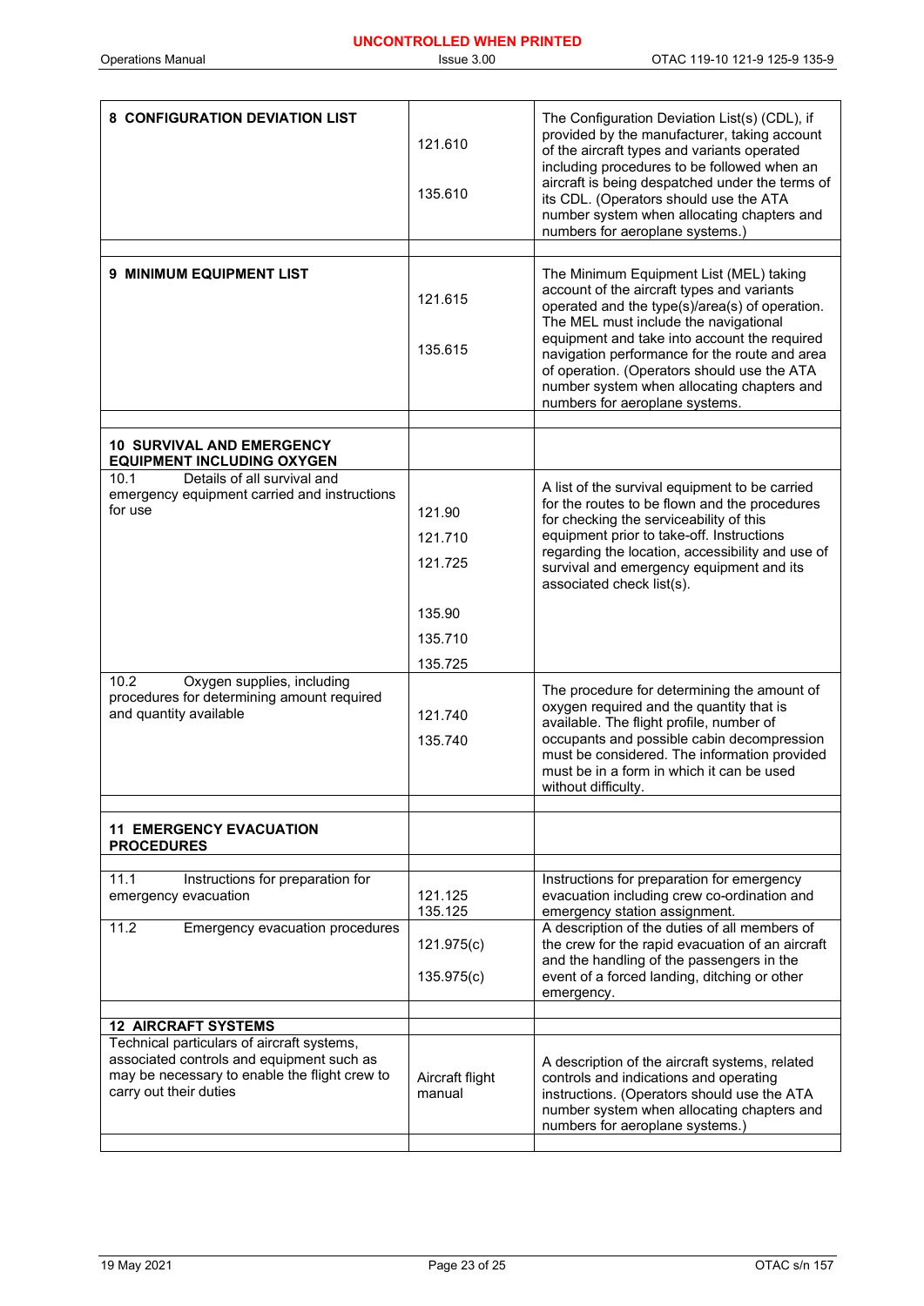| | | |
|---|---|---|
| **8 CONFIGURATION DEVIATION LIST** | 121.610<br><br>135.610 | The Configuration Deviation List(s) (CDL), if provided by the manufacturer, taking account of the aircraft types and variants operated including procedures to be followed when an aircraft is being despatched under the terms of its CDL. (Operators should use the ATA number system when allocating chapters and numbers for aeroplane systems.) |
| | | |
| **9 MINIMUM EQUIPMENT LIST** | 121.615<br><br>135.615 | The Minimum Equipment List (MEL) taking account of the aircraft types and variants operated and the type(s)/area(s) of operation. The MEL must include the navigational equipment and take into account the required navigation performance for the route and area of operation. (Operators should use the ATA number system when allocating chapters and numbers for aeroplane systems. |
| | | |
| **10 SURVIVAL AND EMERGENCY EQUIPMENT INCLUDING OXYGEN** | | |
| 10.1 Details of all survival and emergency equipment carried and instructions for use | 121.90<br>121.710<br>121.725<br><br>135.90<br>135.710<br>135.725 | A list of the survival equipment to be carried for the routes to be flown and the procedures for checking the serviceability of this equipment prior to take-off. Instructions regarding the location, accessibility and use of survival and emergency equipment and its associated check list(s). |
| 10.2 Oxygen supplies, including procedures for determining amount required and quantity available | 121.740<br>135.740 | The procedure for determining the amount of oxygen required and the quantity that is available. The flight profile, number of occupants and possible cabin decompression must be considered. The information provided must be in a form in which it can be used without difficulty. |
| | | |
| **11 EMERGENCY EVACUATION PROCEDURES** | | |
| | | |
| 11.1 Instructions for preparation for emergency evacuation | 121.125<br>135.125 | Instructions for preparation for emergency evacuation including crew co-ordination and emergency station assignment. |
| 11.2 Emergency evacuation procedures | 121.975(c)<br><br>135.975(c) | A description of the duties of all members of the crew for the rapid evacuation of an aircraft and the handling of the passengers in the event of a forced landing, ditching or other emergency. |
| | | |
| **12 AIRCRAFT SYSTEMS** | | |
| Technical particulars of aircraft systems, associated controls and equipment such as may be necessary to enable the flight crew to carry out their duties | Aircraft flight manual | A description of the aircraft systems, related controls and indications and operating instructions. (Operators should use the ATA number system when allocating chapters and numbers for aeroplane systems.) |
| | | |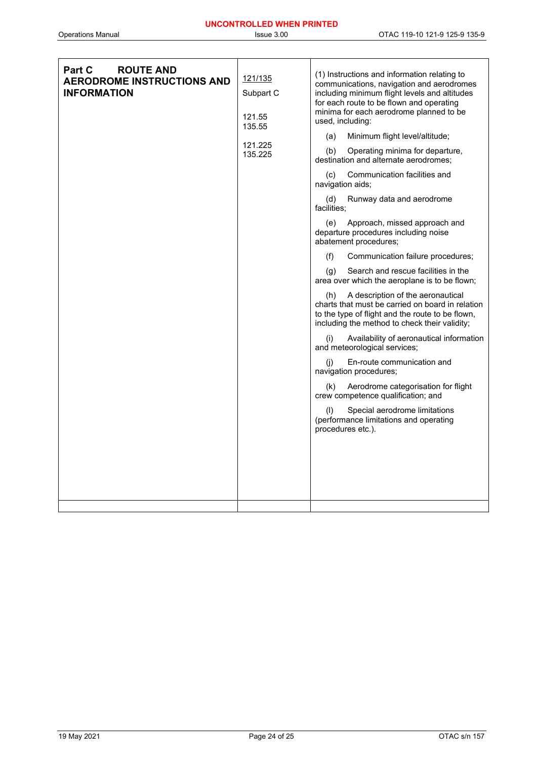| | | |
|---|---|---|
| **Part C ROUTE AND AERODROME INSTRUCTIONS AND INFORMATION** | 121/135<br>Subpart C<br><br>121.55<br>135.55<br><br>121.225<br>135.225 | (1) Instructions and information relating to communications, navigation and aerodromes including minimum flight levels and altitudes for each route to be flown and operating minima for each aerodrome planned to be used, including:<br><br>(a) Minimum flight level/altitude;<br><br>(b) Operating minima for departure, destination and alternate aerodromes;<br><br>(c) Communication facilities and navigation aids;<br><br>(d) Runway data and aerodrome facilities;<br><br>(e) Approach, missed approach and departure procedures including noise abatement procedures;<br><br>(f) Communication failure procedures;<br><br>(g) Search and rescue facilities in the area over which the aeroplane is to be flown;<br><br>(h) A description of the aeronautical charts that must be carried on board in relation to the type of flight and the route to be flown, including the method to check their validity;<br><br>(i) Availability of aeronautical information and meteorological services;<br><br>(j) En-route communication and navigation procedures;<br><br>(k) Aerodrome categorisation for flight crew competence qualification; and<br><br>(l) Special aerodrome limitations (performance limitations and operating procedures etc.). |
| | | |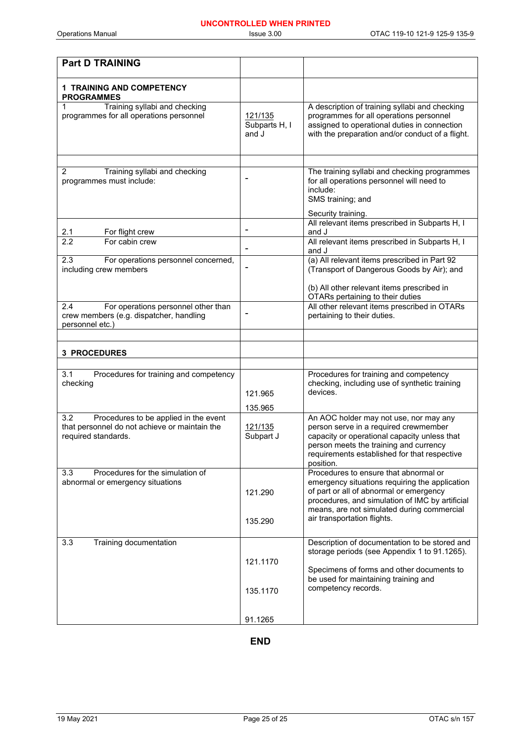| Part D TRAINING | | |
|---|---|---|
| **1 TRAINING AND COMPETENCY PROGRAMMES** | | |
| 1 Training syllabi and checking programmes for all operations personnel | 121/135 Subparts H, I and J | A description of training syllabi and checking programmes for all operations personnel assigned to operational duties in connection with the preparation and/or conduct of a flight. |
| | | |
| 2 Training syllabi and checking programmes must include: | - | The training syllabi and checking programmes for all operations personnel will need to include: SMS training; and Security training. |
| 2.1 For flight crew | - | All relevant items prescribed in Subparts H, I and J |
| 2.2 For cabin crew | - | All relevant items prescribed in Subparts H, I and J |
| 2.3 For operations personnel concerned, including crew members | - | (a) All relevant items prescribed in Part 92 (Transport of Dangerous Goods by Air); and (b) All other relevant items prescribed in OTARs pertaining to their duties |
| 2.4 For operations personnel other than crew members (e.g. dispatcher, handling personnel etc.) | - | All other relevant items prescribed in OTARs pertaining to their duties. |
| | | |
| **3 PROCEDURES** | | |
| | | |
| 3.1 Procedures for training and competency checking | 121.965 135.965 | Procedures for training and competency checking, including use of synthetic training devices. |
| 3.2 Procedures to be applied in the event that personnel do not achieve or maintain the required standards. | 121/135 Subpart J | An AOC holder may not use, nor may any person serve in a required crewmember capacity or operational capacity unless that person meets the training and currency requirements established for that respective position. |
| 3.3 Procedures for the simulation of abnormal or emergency situations | 121.290 135.290 | Procedures to ensure that abnormal or emergency situations requiring the application of part or all of abnormal or emergency procedures, and simulation of IMC by artificial means, are not simulated during commercial air transportation flights. |
| 3.3 Training documentation | 121.1170 135.1170 91.1265 | Description of documentation to be stored and storage periods (see Appendix 1 to 91.1265). Specimens of forms and other documents to be used for maintaining training and competency records. |

**END**